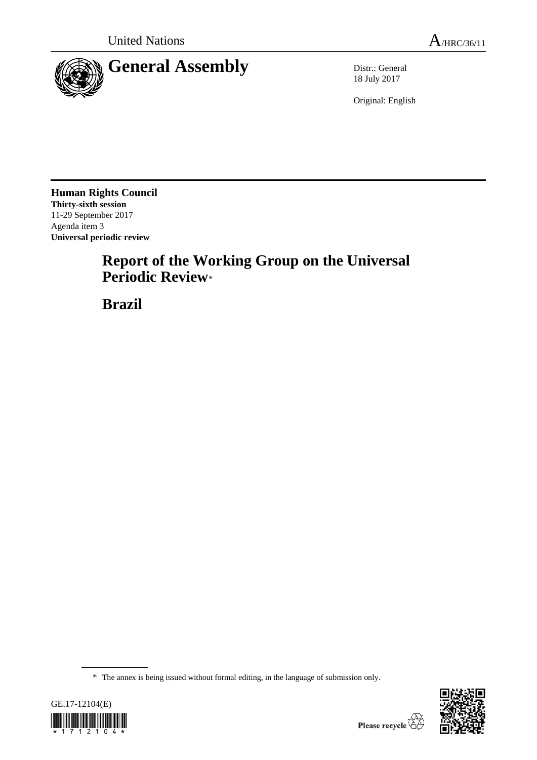United Nations

A/HRC/36/11

# General Assembly

Distr.: General
18 July 2017

Original: English

**Human Rights Council**
**Thirty-sixth session**
11-29 September 2017
Agenda item 3
**Universal periodic review**

## Report of the Working Group on the Universal Periodic Review*

## Brazil

* The annex is being issued without formal editing, in the language of submission only.

GE.17-12104(E)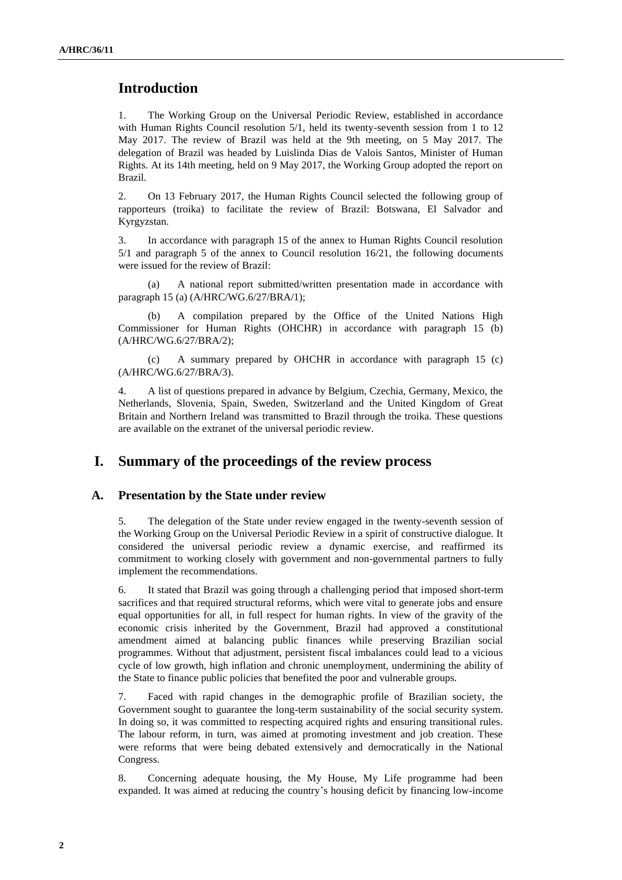# Introduction

1. The Working Group on the Universal Periodic Review, established in accordance with Human Rights Council resolution 5/1, held its twenty-seventh session from 1 to 12 May 2017. The review of Brazil was held at the 9th meeting, on 5 May 2017. The delegation of Brazil was headed by Luislinda Dias de Valois Santos, Minister of Human Rights. At its 14th meeting, held on 9 May 2017, the Working Group adopted the report on Brazil.

2. On 13 February 2017, the Human Rights Council selected the following group of rapporteurs (troika) to facilitate the review of Brazil: Botswana, El Salvador and Kyrgyzstan.

3. In accordance with paragraph 15 of the annex to Human Rights Council resolution 5/1 and paragraph 5 of the annex to Council resolution 16/21, the following documents were issued for the review of Brazil:

(a) A national report submitted/written presentation made in accordance with paragraph 15 (a) (A/HRC/WG.6/27/BRA/1);

(b) A compilation prepared by the Office of the United Nations High Commissioner for Human Rights (OHCHR) in accordance with paragraph 15 (b) (A/HRC/WG.6/27/BRA/2);

(c) A summary prepared by OHCHR in accordance with paragraph 15 (c) (A/HRC/WG.6/27/BRA/3).

4. A list of questions prepared in advance by Belgium, Czechia, Germany, Mexico, the Netherlands, Slovenia, Spain, Sweden, Switzerland and the United Kingdom of Great Britain and Northern Ireland was transmitted to Brazil through the troika. These questions are available on the extranet of the universal periodic review.

# I. Summary of the proceedings of the review process

## A. Presentation by the State under review

5. The delegation of the State under review engaged in the twenty-seventh session of the Working Group on the Universal Periodic Review in a spirit of constructive dialogue. It considered the universal periodic review a dynamic exercise, and reaffirmed its commitment to working closely with government and non-governmental partners to fully implement the recommendations.

6. It stated that Brazil was going through a challenging period that imposed short-term sacrifices and that required structural reforms, which were vital to generate jobs and ensure equal opportunities for all, in full respect for human rights. In view of the gravity of the economic crisis inherited by the Government, Brazil had approved a constitutional amendment aimed at balancing public finances while preserving Brazilian social programmes. Without that adjustment, persistent fiscal imbalances could lead to a vicious cycle of low growth, high inflation and chronic unemployment, undermining the ability of the State to finance public policies that benefited the poor and vulnerable groups.

7. Faced with rapid changes in the demographic profile of Brazilian society, the Government sought to guarantee the long-term sustainability of the social security system. In doing so, it was committed to respecting acquired rights and ensuring transitional rules. The labour reform, in turn, was aimed at promoting investment and job creation. These were reforms that were being debated extensively and democratically in the National Congress.

8. Concerning adequate housing, the My House, My Life programme had been expanded. It was aimed at reducing the country's housing deficit by financing low-income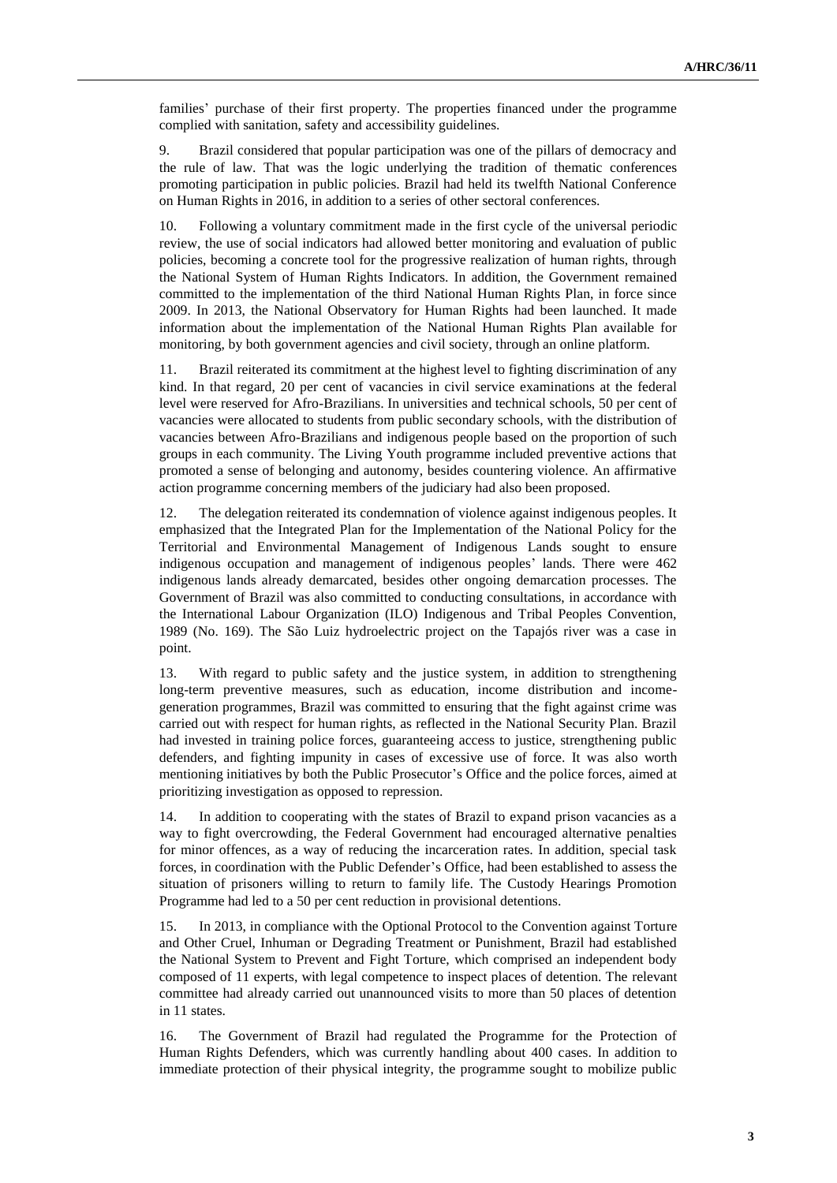families' purchase of their first property. The properties financed under the programme complied with sanitation, safety and accessibility guidelines.

9. Brazil considered that popular participation was one of the pillars of democracy and the rule of law. That was the logic underlying the tradition of thematic conferences promoting participation in public policies. Brazil had held its twelfth National Conference on Human Rights in 2016, in addition to a series of other sectoral conferences.

10. Following a voluntary commitment made in the first cycle of the universal periodic review, the use of social indicators had allowed better monitoring and evaluation of public policies, becoming a concrete tool for the progressive realization of human rights, through the National System of Human Rights Indicators. In addition, the Government remained committed to the implementation of the third National Human Rights Plan, in force since 2009. In 2013, the National Observatory for Human Rights had been launched. It made information about the implementation of the National Human Rights Plan available for monitoring, by both government agencies and civil society, through an online platform.

11. Brazil reiterated its commitment at the highest level to fighting discrimination of any kind. In that regard, 20 per cent of vacancies in civil service examinations at the federal level were reserved for Afro-Brazilians. In universities and technical schools, 50 per cent of vacancies were allocated to students from public secondary schools, with the distribution of vacancies between Afro-Brazilians and indigenous people based on the proportion of such groups in each community. The Living Youth programme included preventive actions that promoted a sense of belonging and autonomy, besides countering violence. An affirmative action programme concerning members of the judiciary had also been proposed.

12. The delegation reiterated its condemnation of violence against indigenous peoples. It emphasized that the Integrated Plan for the Implementation of the National Policy for the Territorial and Environmental Management of Indigenous Lands sought to ensure indigenous occupation and management of indigenous peoples' lands. There were 462 indigenous lands already demarcated, besides other ongoing demarcation processes. The Government of Brazil was also committed to conducting consultations, in accordance with the International Labour Organization (ILO) Indigenous and Tribal Peoples Convention, 1989 (No. 169). The São Luiz hydroelectric project on the Tapajós river was a case in point.

13. With regard to public safety and the justice system, in addition to strengthening long-term preventive measures, such as education, income distribution and income-generation programmes, Brazil was committed to ensuring that the fight against crime was carried out with respect for human rights, as reflected in the National Security Plan. Brazil had invested in training police forces, guaranteeing access to justice, strengthening public defenders, and fighting impunity in cases of excessive use of force. It was also worth mentioning initiatives by both the Public Prosecutor's Office and the police forces, aimed at prioritizing investigation as opposed to repression.

14. In addition to cooperating with the states of Brazil to expand prison vacancies as a way to fight overcrowding, the Federal Government had encouraged alternative penalties for minor offences, as a way of reducing the incarceration rates. In addition, special task forces, in coordination with the Public Defender's Office, had been established to assess the situation of prisoners willing to return to family life. The Custody Hearings Promotion Programme had led to a 50 per cent reduction in provisional detentions.

15. In 2013, in compliance with the Optional Protocol to the Convention against Torture and Other Cruel, Inhuman or Degrading Treatment or Punishment, Brazil had established the National System to Prevent and Fight Torture, which comprised an independent body composed of 11 experts, with legal competence to inspect places of detention. The relevant committee had already carried out unannounced visits to more than 50 places of detention in 11 states.

16. The Government of Brazil had regulated the Programme for the Protection of Human Rights Defenders, which was currently handling about 400 cases. In addition to immediate protection of their physical integrity, the programme sought to mobilize public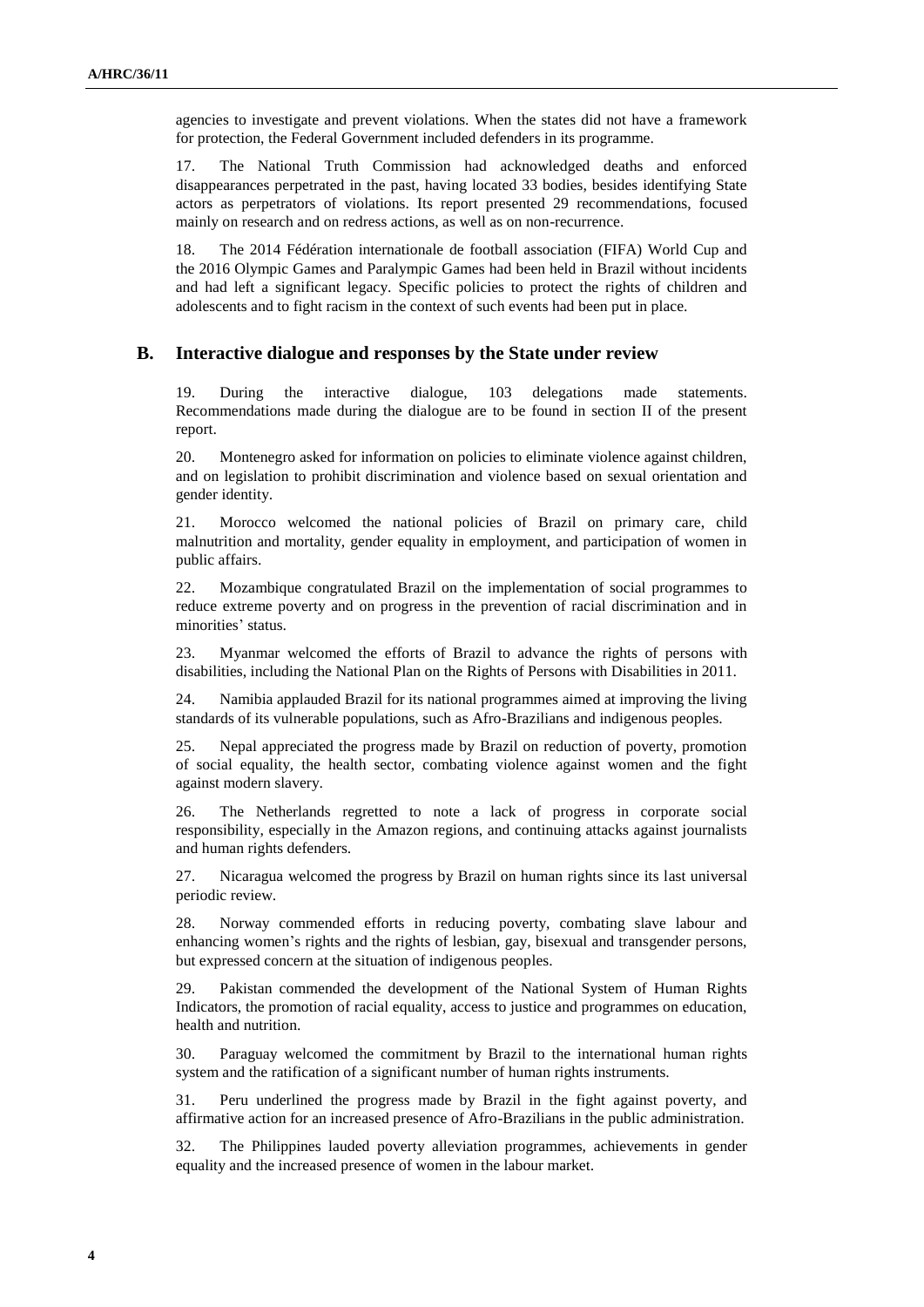agencies to investigate and prevent violations. When the states did not have a framework for protection, the Federal Government included defenders in its programme.

17. The National Truth Commission had acknowledged deaths and enforced disappearances perpetrated in the past, having located 33 bodies, besides identifying State actors as perpetrators of violations. Its report presented 29 recommendations, focused mainly on research and on redress actions, as well as on non-recurrence.

18. The 2014 Fédération internationale de football association (FIFA) World Cup and the 2016 Olympic Games and Paralympic Games had been held in Brazil without incidents and had left a significant legacy. Specific policies to protect the rights of children and adolescents and to fight racism in the context of such events had been put in place.

## B. Interactive dialogue and responses by the State under review

19. During the interactive dialogue, 103 delegations made statements. Recommendations made during the dialogue are to be found in section II of the present report.

20. Montenegro asked for information on policies to eliminate violence against children, and on legislation to prohibit discrimination and violence based on sexual orientation and gender identity.

21. Morocco welcomed the national policies of Brazil on primary care, child malnutrition and mortality, gender equality in employment, and participation of women in public affairs.

22. Mozambique congratulated Brazil on the implementation of social programmes to reduce extreme poverty and on progress in the prevention of racial discrimination and in minorities' status.

23. Myanmar welcomed the efforts of Brazil to advance the rights of persons with disabilities, including the National Plan on the Rights of Persons with Disabilities in 2011.

24. Namibia applauded Brazil for its national programmes aimed at improving the living standards of its vulnerable populations, such as Afro-Brazilians and indigenous peoples.

25. Nepal appreciated the progress made by Brazil on reduction of poverty, promotion of social equality, the health sector, combating violence against women and the fight against modern slavery.

26. The Netherlands regretted to note a lack of progress in corporate social responsibility, especially in the Amazon regions, and continuing attacks against journalists and human rights defenders.

27. Nicaragua welcomed the progress by Brazil on human rights since its last universal periodic review.

28. Norway commended efforts in reducing poverty, combating slave labour and enhancing women's rights and the rights of lesbian, gay, bisexual and transgender persons, but expressed concern at the situation of indigenous peoples.

29. Pakistan commended the development of the National System of Human Rights Indicators, the promotion of racial equality, access to justice and programmes on education, health and nutrition.

30. Paraguay welcomed the commitment by Brazil to the international human rights system and the ratification of a significant number of human rights instruments.

31. Peru underlined the progress made by Brazil in the fight against poverty, and affirmative action for an increased presence of Afro-Brazilians in the public administration.

32. The Philippines lauded poverty alleviation programmes, achievements in gender equality and the increased presence of women in the labour market.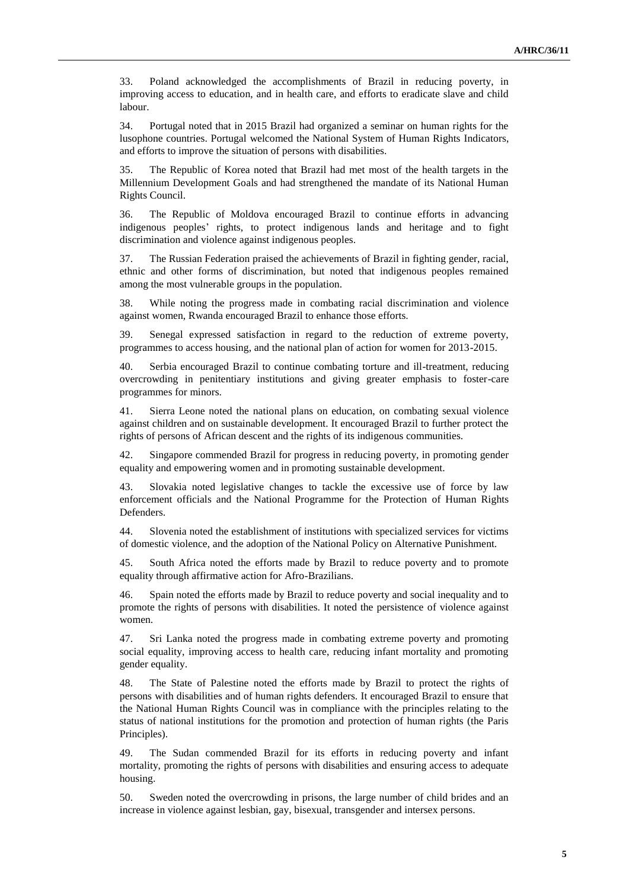33. Poland acknowledged the accomplishments of Brazil in reducing poverty, in improving access to education, and in health care, and efforts to eradicate slave and child labour.

34. Portugal noted that in 2015 Brazil had organized a seminar on human rights for the lusophone countries. Portugal welcomed the National System of Human Rights Indicators, and efforts to improve the situation of persons with disabilities.

35. The Republic of Korea noted that Brazil had met most of the health targets in the Millennium Development Goals and had strengthened the mandate of its National Human Rights Council.

36. The Republic of Moldova encouraged Brazil to continue efforts in advancing indigenous peoples' rights, to protect indigenous lands and heritage and to fight discrimination and violence against indigenous peoples.

37. The Russian Federation praised the achievements of Brazil in fighting gender, racial, ethnic and other forms of discrimination, but noted that indigenous peoples remained among the most vulnerable groups in the population.

38. While noting the progress made in combating racial discrimination and violence against women, Rwanda encouraged Brazil to enhance those efforts.

39. Senegal expressed satisfaction in regard to the reduction of extreme poverty, programmes to access housing, and the national plan of action for women for 2013-2015.

40. Serbia encouraged Brazil to continue combating torture and ill-treatment, reducing overcrowding in penitentiary institutions and giving greater emphasis to foster-care programmes for minors.

41. Sierra Leone noted the national plans on education, on combating sexual violence against children and on sustainable development. It encouraged Brazil to further protect the rights of persons of African descent and the rights of its indigenous communities.

42. Singapore commended Brazil for progress in reducing poverty, in promoting gender equality and empowering women and in promoting sustainable development.

43. Slovakia noted legislative changes to tackle the excessive use of force by law enforcement officials and the National Programme for the Protection of Human Rights Defenders.

44. Slovenia noted the establishment of institutions with specialized services for victims of domestic violence, and the adoption of the National Policy on Alternative Punishment.

45. South Africa noted the efforts made by Brazil to reduce poverty and to promote equality through affirmative action for Afro-Brazilians.

46. Spain noted the efforts made by Brazil to reduce poverty and social inequality and to promote the rights of persons with disabilities. It noted the persistence of violence against women.

47. Sri Lanka noted the progress made in combating extreme poverty and promoting social equality, improving access to health care, reducing infant mortality and promoting gender equality.

48. The State of Palestine noted the efforts made by Brazil to protect the rights of persons with disabilities and of human rights defenders. It encouraged Brazil to ensure that the National Human Rights Council was in compliance with the principles relating to the status of national institutions for the promotion and protection of human rights (the Paris Principles).

49. The Sudan commended Brazil for its efforts in reducing poverty and infant mortality, promoting the rights of persons with disabilities and ensuring access to adequate housing.

50. Sweden noted the overcrowding in prisons, the large number of child brides and an increase in violence against lesbian, gay, bisexual, transgender and intersex persons.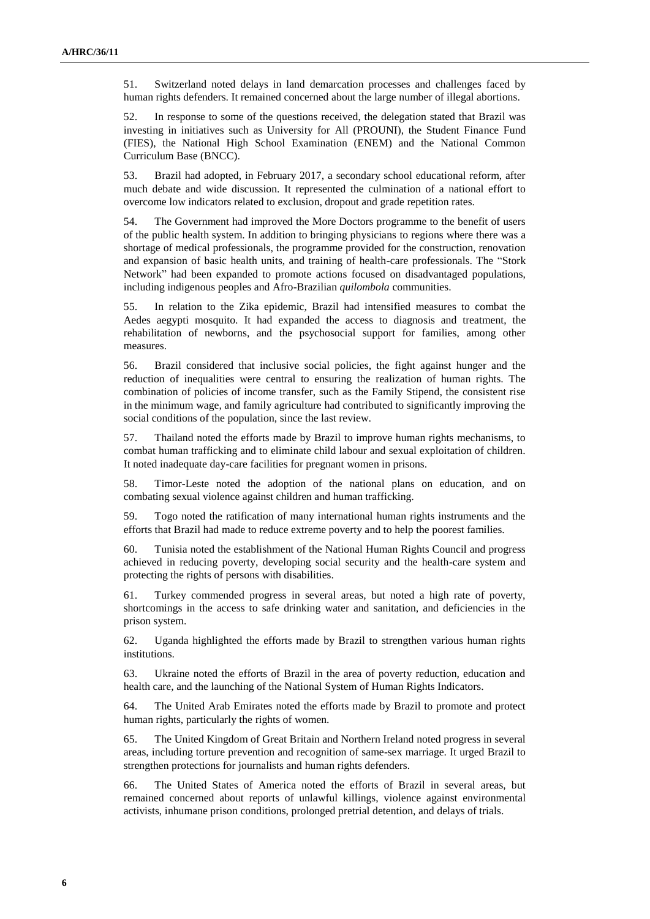51. Switzerland noted delays in land demarcation processes and challenges faced by human rights defenders. It remained concerned about the large number of illegal abortions.

52. In response to some of the questions received, the delegation stated that Brazil was investing in initiatives such as University for All (PROUNI), the Student Finance Fund (FIES), the National High School Examination (ENEM) and the National Common Curriculum Base (BNCC).

53. Brazil had adopted, in February 2017, a secondary school educational reform, after much debate and wide discussion. It represented the culmination of a national effort to overcome low indicators related to exclusion, dropout and grade repetition rates.

54. The Government had improved the More Doctors programme to the benefit of users of the public health system. In addition to bringing physicians to regions where there was a shortage of medical professionals, the programme provided for the construction, renovation and expansion of basic health units, and training of health-care professionals. The "Stork Network" had been expanded to promote actions focused on disadvantaged populations, including indigenous peoples and Afro-Brazilian *quilombola* communities.

55. In relation to the Zika epidemic, Brazil had intensified measures to combat the Aedes aegypti mosquito. It had expanded the access to diagnosis and treatment, the rehabilitation of newborns, and the psychosocial support for families, among other measures.

56. Brazil considered that inclusive social policies, the fight against hunger and the reduction of inequalities were central to ensuring the realization of human rights. The combination of policies of income transfer, such as the Family Stipend, the consistent rise in the minimum wage, and family agriculture had contributed to significantly improving the social conditions of the population, since the last review.

57. Thailand noted the efforts made by Brazil to improve human rights mechanisms, to combat human trafficking and to eliminate child labour and sexual exploitation of children. It noted inadequate day-care facilities for pregnant women in prisons.

58. Timor-Leste noted the adoption of the national plans on education, and on combating sexual violence against children and human trafficking.

59. Togo noted the ratification of many international human rights instruments and the efforts that Brazil had made to reduce extreme poverty and to help the poorest families.

60. Tunisia noted the establishment of the National Human Rights Council and progress achieved in reducing poverty, developing social security and the health-care system and protecting the rights of persons with disabilities.

61. Turkey commended progress in several areas, but noted a high rate of poverty, shortcomings in the access to safe drinking water and sanitation, and deficiencies in the prison system.

62. Uganda highlighted the efforts made by Brazil to strengthen various human rights institutions.

63. Ukraine noted the efforts of Brazil in the area of poverty reduction, education and health care, and the launching of the National System of Human Rights Indicators.

64. The United Arab Emirates noted the efforts made by Brazil to promote and protect human rights, particularly the rights of women.

65. The United Kingdom of Great Britain and Northern Ireland noted progress in several areas, including torture prevention and recognition of same-sex marriage. It urged Brazil to strengthen protections for journalists and human rights defenders.

66. The United States of America noted the efforts of Brazil in several areas, but remained concerned about reports of unlawful killings, violence against environmental activists, inhumane prison conditions, prolonged pretrial detention, and delays of trials.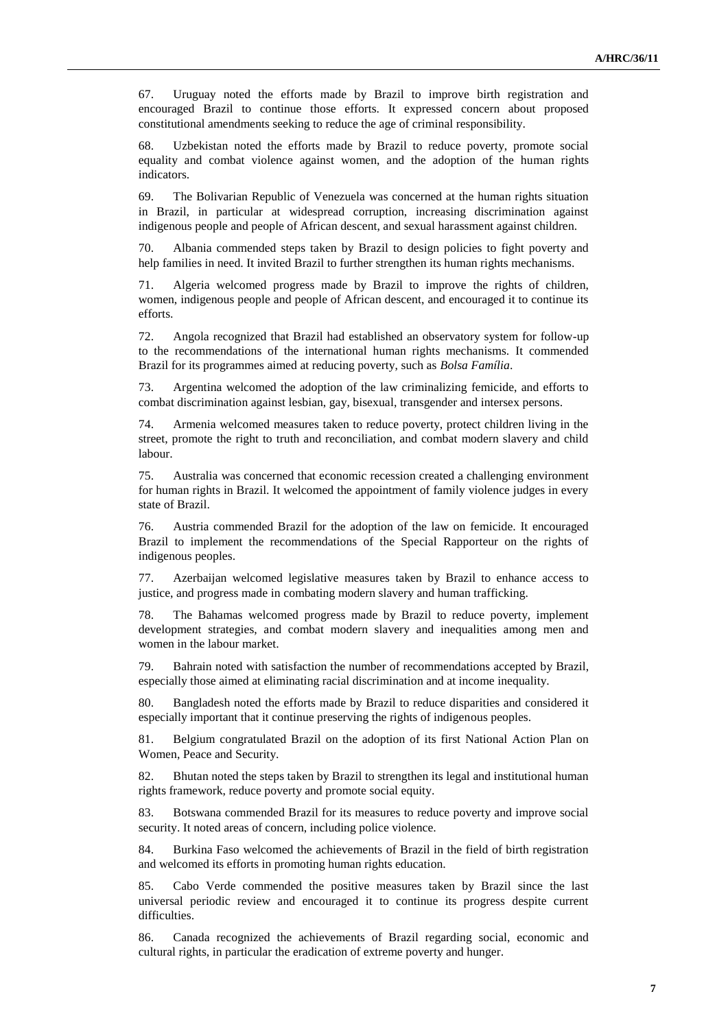67. Uruguay noted the efforts made by Brazil to improve birth registration and encouraged Brazil to continue those efforts. It expressed concern about proposed constitutional amendments seeking to reduce the age of criminal responsibility.

68. Uzbekistan noted the efforts made by Brazil to reduce poverty, promote social equality and combat violence against women, and the adoption of the human rights indicators.

69. The Bolivarian Republic of Venezuela was concerned at the human rights situation in Brazil, in particular at widespread corruption, increasing discrimination against indigenous people and people of African descent, and sexual harassment against children.

70. Albania commended steps taken by Brazil to design policies to fight poverty and help families in need. It invited Brazil to further strengthen its human rights mechanisms.

71. Algeria welcomed progress made by Brazil to improve the rights of children, women, indigenous people and people of African descent, and encouraged it to continue its efforts.

72. Angola recognized that Brazil had established an observatory system for follow-up to the recommendations of the international human rights mechanisms. It commended Brazil for its programmes aimed at reducing poverty, such as *Bolsa Família*.

73. Argentina welcomed the adoption of the law criminalizing femicide, and efforts to combat discrimination against lesbian, gay, bisexual, transgender and intersex persons.

74. Armenia welcomed measures taken to reduce poverty, protect children living in the street, promote the right to truth and reconciliation, and combat modern slavery and child labour.

75. Australia was concerned that economic recession created a challenging environment for human rights in Brazil. It welcomed the appointment of family violence judges in every state of Brazil.

76. Austria commended Brazil for the adoption of the law on femicide. It encouraged Brazil to implement the recommendations of the Special Rapporteur on the rights of indigenous peoples.

77. Azerbaijan welcomed legislative measures taken by Brazil to enhance access to justice, and progress made in combating modern slavery and human trafficking.

78. The Bahamas welcomed progress made by Brazil to reduce poverty, implement development strategies, and combat modern slavery and inequalities among men and women in the labour market.

79. Bahrain noted with satisfaction the number of recommendations accepted by Brazil, especially those aimed at eliminating racial discrimination and at income inequality.

80. Bangladesh noted the efforts made by Brazil to reduce disparities and considered it especially important that it continue preserving the rights of indigenous peoples.

81. Belgium congratulated Brazil on the adoption of its first National Action Plan on Women, Peace and Security.

82. Bhutan noted the steps taken by Brazil to strengthen its legal and institutional human rights framework, reduce poverty and promote social equity.

83. Botswana commended Brazil for its measures to reduce poverty and improve social security. It noted areas of concern, including police violence.

84. Burkina Faso welcomed the achievements of Brazil in the field of birth registration and welcomed its efforts in promoting human rights education.

85. Cabo Verde commended the positive measures taken by Brazil since the last universal periodic review and encouraged it to continue its progress despite current difficulties.

86. Canada recognized the achievements of Brazil regarding social, economic and cultural rights, in particular the eradication of extreme poverty and hunger.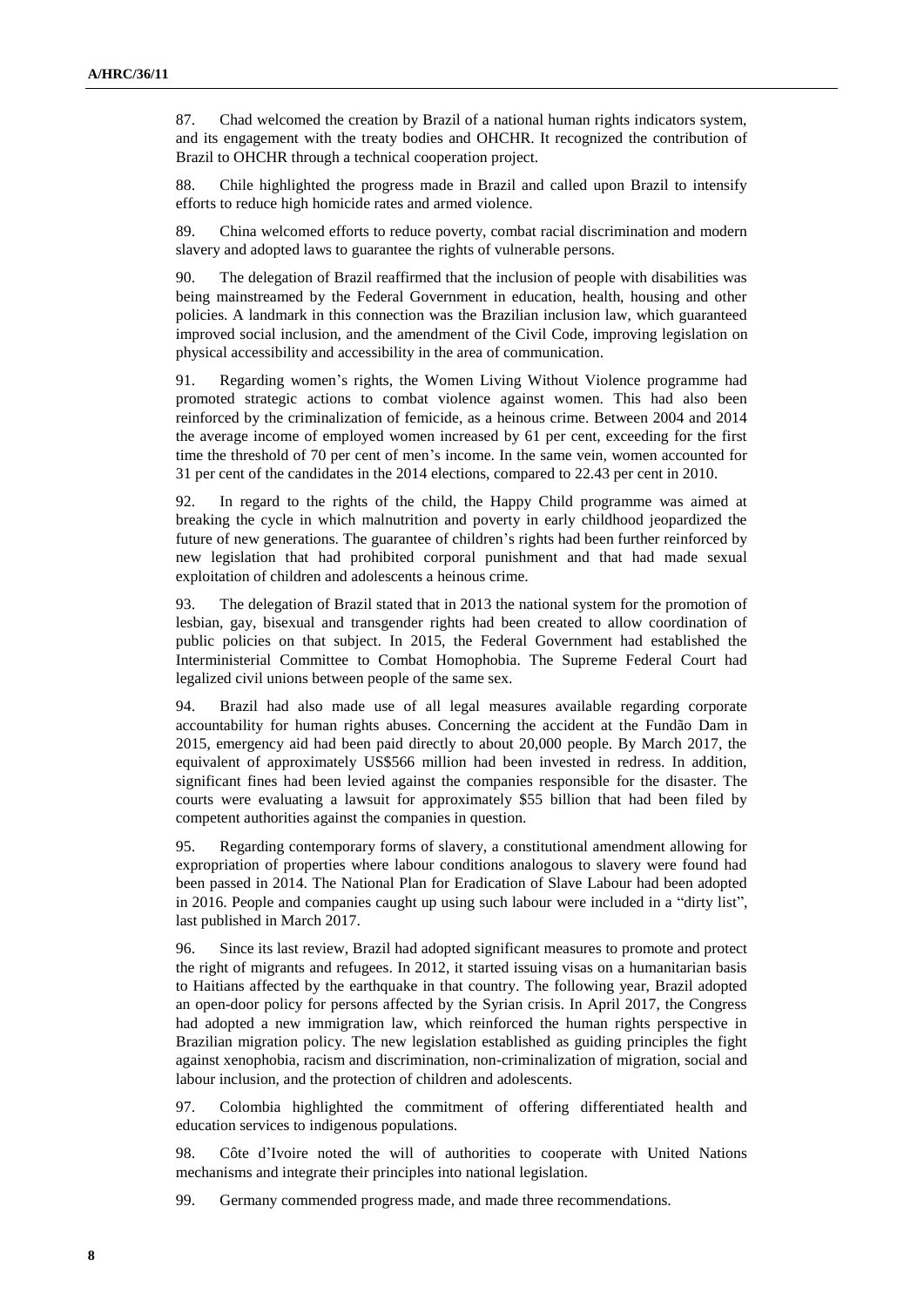87. Chad welcomed the creation by Brazil of a national human rights indicators system, and its engagement with the treaty bodies and OHCHR. It recognized the contribution of Brazil to OHCHR through a technical cooperation project.

88. Chile highlighted the progress made in Brazil and called upon Brazil to intensify efforts to reduce high homicide rates and armed violence.

89. China welcomed efforts to reduce poverty, combat racial discrimination and modern slavery and adopted laws to guarantee the rights of vulnerable persons.

90. The delegation of Brazil reaffirmed that the inclusion of people with disabilities was being mainstreamed by the Federal Government in education, health, housing and other policies. A landmark in this connection was the Brazilian inclusion law, which guaranteed improved social inclusion, and the amendment of the Civil Code, improving legislation on physical accessibility and accessibility in the area of communication.

91. Regarding women's rights, the Women Living Without Violence programme had promoted strategic actions to combat violence against women. This had also been reinforced by the criminalization of femicide, as a heinous crime. Between 2004 and 2014 the average income of employed women increased by 61 per cent, exceeding for the first time the threshold of 70 per cent of men's income. In the same vein, women accounted for 31 per cent of the candidates in the 2014 elections, compared to 22.43 per cent in 2010.

92. In regard to the rights of the child, the Happy Child programme was aimed at breaking the cycle in which malnutrition and poverty in early childhood jeopardized the future of new generations. The guarantee of children's rights had been further reinforced by new legislation that had prohibited corporal punishment and that had made sexual exploitation of children and adolescents a heinous crime.

93. The delegation of Brazil stated that in 2013 the national system for the promotion of lesbian, gay, bisexual and transgender rights had been created to allow coordination of public policies on that subject. In 2015, the Federal Government had established the Interministerial Committee to Combat Homophobia. The Supreme Federal Court had legalized civil unions between people of the same sex.

94. Brazil had also made use of all legal measures available regarding corporate accountability for human rights abuses. Concerning the accident at the Fundão Dam in 2015, emergency aid had been paid directly to about 20,000 people. By March 2017, the equivalent of approximately US$566 million had been invested in redress. In addition, significant fines had been levied against the companies responsible for the disaster. The courts were evaluating a lawsuit for approximately $55 billion that had been filed by competent authorities against the companies in question.

95. Regarding contemporary forms of slavery, a constitutional amendment allowing for expropriation of properties where labour conditions analogous to slavery were found had been passed in 2014. The National Plan for Eradication of Slave Labour had been adopted in 2016. People and companies caught up using such labour were included in a "dirty list", last published in March 2017.

96. Since its last review, Brazil had adopted significant measures to promote and protect the right of migrants and refugees. In 2012, it started issuing visas on a humanitarian basis to Haitians affected by the earthquake in that country. The following year, Brazil adopted an open-door policy for persons affected by the Syrian crisis. In April 2017, the Congress had adopted a new immigration law, which reinforced the human rights perspective in Brazilian migration policy. The new legislation established as guiding principles the fight against xenophobia, racism and discrimination, non-criminalization of migration, social and labour inclusion, and the protection of children and adolescents.

97. Colombia highlighted the commitment of offering differentiated health and education services to indigenous populations.

98. Côte d'Ivoire noted the will of authorities to cooperate with United Nations mechanisms and integrate their principles into national legislation.

99. Germany commended progress made, and made three recommendations.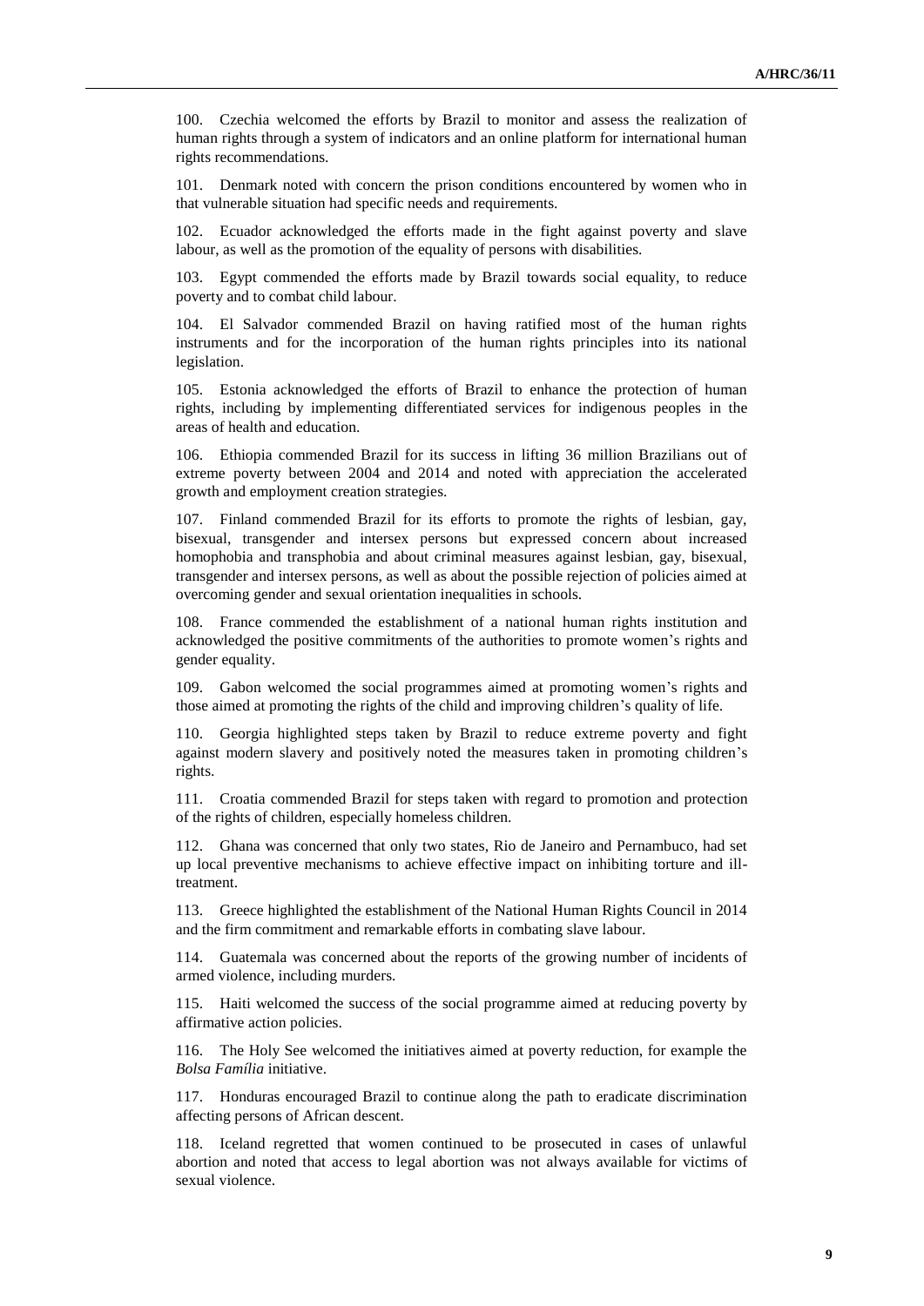100. Czechia welcomed the efforts by Brazil to monitor and assess the realization of human rights through a system of indicators and an online platform for international human rights recommendations.

101. Denmark noted with concern the prison conditions encountered by women who in that vulnerable situation had specific needs and requirements.

102. Ecuador acknowledged the efforts made in the fight against poverty and slave labour, as well as the promotion of the equality of persons with disabilities.

103. Egypt commended the efforts made by Brazil towards social equality, to reduce poverty and to combat child labour.

104. El Salvador commended Brazil on having ratified most of the human rights instruments and for the incorporation of the human rights principles into its national legislation.

105. Estonia acknowledged the efforts of Brazil to enhance the protection of human rights, including by implementing differentiated services for indigenous peoples in the areas of health and education.

106. Ethiopia commended Brazil for its success in lifting 36 million Brazilians out of extreme poverty between 2004 and 2014 and noted with appreciation the accelerated growth and employment creation strategies.

107. Finland commended Brazil for its efforts to promote the rights of lesbian, gay, bisexual, transgender and intersex persons but expressed concern about increased homophobia and transphobia and about criminal measures against lesbian, gay, bisexual, transgender and intersex persons, as well as about the possible rejection of policies aimed at overcoming gender and sexual orientation inequalities in schools.

108. France commended the establishment of a national human rights institution and acknowledged the positive commitments of the authorities to promote women's rights and gender equality.

109. Gabon welcomed the social programmes aimed at promoting women's rights and those aimed at promoting the rights of the child and improving children's quality of life.

110. Georgia highlighted steps taken by Brazil to reduce extreme poverty and fight against modern slavery and positively noted the measures taken in promoting children's rights.

111. Croatia commended Brazil for steps taken with regard to promotion and protection of the rights of children, especially homeless children.

112. Ghana was concerned that only two states, Rio de Janeiro and Pernambuco, had set up local preventive mechanisms to achieve effective impact on inhibiting torture and ill-treatment.

113. Greece highlighted the establishment of the National Human Rights Council in 2014 and the firm commitment and remarkable efforts in combating slave labour.

114. Guatemala was concerned about the reports of the growing number of incidents of armed violence, including murders.

115. Haiti welcomed the success of the social programme aimed at reducing poverty by affirmative action policies.

116. The Holy See welcomed the initiatives aimed at poverty reduction, for example the *Bolsa Família* initiative.

117. Honduras encouraged Brazil to continue along the path to eradicate discrimination affecting persons of African descent.

118. Iceland regretted that women continued to be prosecuted in cases of unlawful abortion and noted that access to legal abortion was not always available for victims of sexual violence.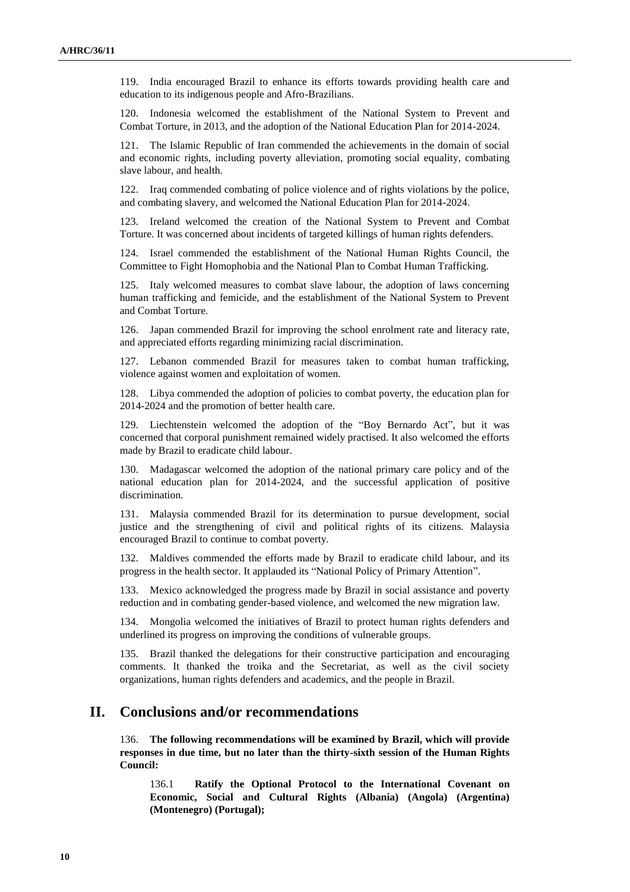119. India encouraged Brazil to enhance its efforts towards providing health care and education to its indigenous people and Afro-Brazilians.

120. Indonesia welcomed the establishment of the National System to Prevent and Combat Torture, in 2013, and the adoption of the National Education Plan for 2014-2024.

121. The Islamic Republic of Iran commended the achievements in the domain of social and economic rights, including poverty alleviation, promoting social equality, combating slave labour, and health.

122. Iraq commended combating of police violence and of rights violations by the police, and combating slavery, and welcomed the National Education Plan for 2014-2024.

123. Ireland welcomed the creation of the National System to Prevent and Combat Torture. It was concerned about incidents of targeted killings of human rights defenders.

124. Israel commended the establishment of the National Human Rights Council, the Committee to Fight Homophobia and the National Plan to Combat Human Trafficking.

125. Italy welcomed measures to combat slave labour, the adoption of laws concerning human trafficking and femicide, and the establishment of the National System to Prevent and Combat Torture.

126. Japan commended Brazil for improving the school enrolment rate and literacy rate, and appreciated efforts regarding minimizing racial discrimination.

127. Lebanon commended Brazil for measures taken to combat human trafficking, violence against women and exploitation of women.

128. Libya commended the adoption of policies to combat poverty, the education plan for 2014-2024 and the promotion of better health care.

129. Liechtenstein welcomed the adoption of the "Boy Bernardo Act", but it was concerned that corporal punishment remained widely practised. It also welcomed the efforts made by Brazil to eradicate child labour.

130. Madagascar welcomed the adoption of the national primary care policy and of the national education plan for 2014-2024, and the successful application of positive discrimination.

131. Malaysia commended Brazil for its determination to pursue development, social justice and the strengthening of civil and political rights of its citizens. Malaysia encouraged Brazil to continue to combat poverty.

132. Maldives commended the efforts made by Brazil to eradicate child labour, and its progress in the health sector. It applauded its "National Policy of Primary Attention".

133. Mexico acknowledged the progress made by Brazil in social assistance and poverty reduction and in combating gender-based violence, and welcomed the new migration law.

134. Mongolia welcomed the initiatives of Brazil to protect human rights defenders and underlined its progress on improving the conditions of vulnerable groups.

135. Brazil thanked the delegations for their constructive participation and encouraging comments. It thanked the troika and the Secretariat, as well as the civil society organizations, human rights defenders and academics, and the people in Brazil.

## II. Conclusions and/or recommendations

136. **The following recommendations will be examined by Brazil, which will provide responses in due time, but no later than the thirty-sixth session of the Human Rights Council:**

136.1 **Ratify the Optional Protocol to the International Covenant on Economic, Social and Cultural Rights (Albania) (Angola) (Argentina) (Montenegro) (Portugal);**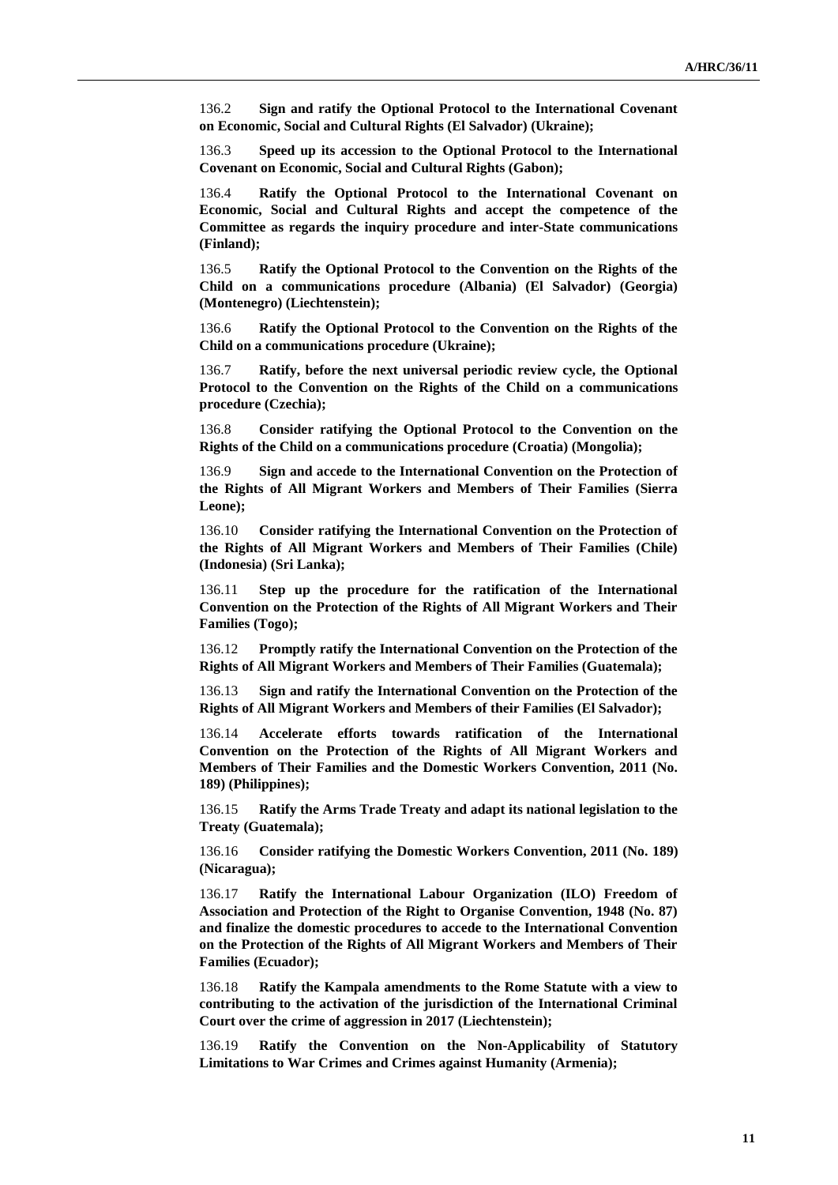136.2 **Sign and ratify the Optional Protocol to the International Covenant on Economic, Social and Cultural Rights (El Salvador) (Ukraine);**

136.3 **Speed up its accession to the Optional Protocol to the International Covenant on Economic, Social and Cultural Rights (Gabon);**

136.4 **Ratify the Optional Protocol to the International Covenant on Economic, Social and Cultural Rights and accept the competence of the Committee as regards the inquiry procedure and inter-State communications (Finland);**

136.5 **Ratify the Optional Protocol to the Convention on the Rights of the Child on a communications procedure (Albania) (El Salvador) (Georgia) (Montenegro) (Liechtenstein);**

136.6 **Ratify the Optional Protocol to the Convention on the Rights of the Child on a communications procedure (Ukraine);**

136.7 **Ratify, before the next universal periodic review cycle, the Optional Protocol to the Convention on the Rights of the Child on a communications procedure (Czechia);**

136.8 **Consider ratifying the Optional Protocol to the Convention on the Rights of the Child on a communications procedure (Croatia) (Mongolia);**

136.9 **Sign and accede to the International Convention on the Protection of the Rights of All Migrant Workers and Members of Their Families (Sierra Leone);**

136.10 **Consider ratifying the International Convention on the Protection of the Rights of All Migrant Workers and Members of Their Families (Chile) (Indonesia) (Sri Lanka);**

136.11 **Step up the procedure for the ratification of the International Convention on the Protection of the Rights of All Migrant Workers and Their Families (Togo);**

136.12 **Promptly ratify the International Convention on the Protection of the Rights of All Migrant Workers and Members of Their Families (Guatemala);**

136.13 **Sign and ratify the International Convention on the Protection of the Rights of All Migrant Workers and Members of their Families (El Salvador);**

136.14 **Accelerate efforts towards ratification of the International Convention on the Protection of the Rights of All Migrant Workers and Members of Their Families and the Domestic Workers Convention, 2011 (No. 189) (Philippines);**

136.15 **Ratify the Arms Trade Treaty and adapt its national legislation to the Treaty (Guatemala);**

136.16 **Consider ratifying the Domestic Workers Convention, 2011 (No. 189) (Nicaragua);**

136.17 **Ratify the International Labour Organization (ILO) Freedom of Association and Protection of the Right to Organise Convention, 1948 (No. 87) and finalize the domestic procedures to accede to the International Convention on the Protection of the Rights of All Migrant Workers and Members of Their Families (Ecuador);**

136.18 **Ratify the Kampala amendments to the Rome Statute with a view to contributing to the activation of the jurisdiction of the International Criminal Court over the crime of aggression in 2017 (Liechtenstein);**

136.19 **Ratify the Convention on the Non-Applicability of Statutory Limitations to War Crimes and Crimes against Humanity (Armenia);**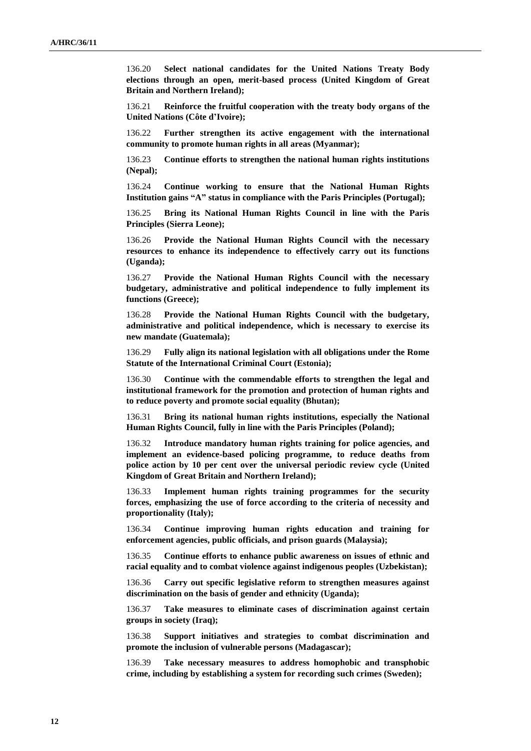136.20 **Select national candidates for the United Nations Treaty Body elections through an open, merit-based process (United Kingdom of Great Britain and Northern Ireland);**

136.21 **Reinforce the fruitful cooperation with the treaty body organs of the United Nations (Côte d'Ivoire);**

136.22 **Further strengthen its active engagement with the international community to promote human rights in all areas (Myanmar);**

136.23 **Continue efforts to strengthen the national human rights institutions (Nepal);**

136.24 **Continue working to ensure that the National Human Rights Institution gains "A" status in compliance with the Paris Principles (Portugal);**

136.25 **Bring its National Human Rights Council in line with the Paris Principles (Sierra Leone);**

136.26 **Provide the National Human Rights Council with the necessary resources to enhance its independence to effectively carry out its functions (Uganda);**

136.27 **Provide the National Human Rights Council with the necessary budgetary, administrative and political independence to fully implement its functions (Greece);**

136.28 **Provide the National Human Rights Council with the budgetary, administrative and political independence, which is necessary to exercise its new mandate (Guatemala);**

136.29 **Fully align its national legislation with all obligations under the Rome Statute of the International Criminal Court (Estonia);**

136.30 **Continue with the commendable efforts to strengthen the legal and institutional framework for the promotion and protection of human rights and to reduce poverty and promote social equality (Bhutan);**

136.31 **Bring its national human rights institutions, especially the National Human Rights Council, fully in line with the Paris Principles (Poland);**

136.32 **Introduce mandatory human rights training for police agencies, and implement an evidence-based policing programme, to reduce deaths from police action by 10 per cent over the universal periodic review cycle (United Kingdom of Great Britain and Northern Ireland);**

136.33 **Implement human rights training programmes for the security forces, emphasizing the use of force according to the criteria of necessity and proportionality (Italy);**

136.34 **Continue improving human rights education and training for enforcement agencies, public officials, and prison guards (Malaysia);**

136.35 **Continue efforts to enhance public awareness on issues of ethnic and racial equality and to combat violence against indigenous peoples (Uzbekistan);**

136.36 **Carry out specific legislative reform to strengthen measures against discrimination on the basis of gender and ethnicity (Uganda);**

136.37 **Take measures to eliminate cases of discrimination against certain groups in society (Iraq);**

136.38 **Support initiatives and strategies to combat discrimination and promote the inclusion of vulnerable persons (Madagascar);**

136.39 **Take necessary measures to address homophobic and transphobic crime, including by establishing a system for recording such crimes (Sweden);**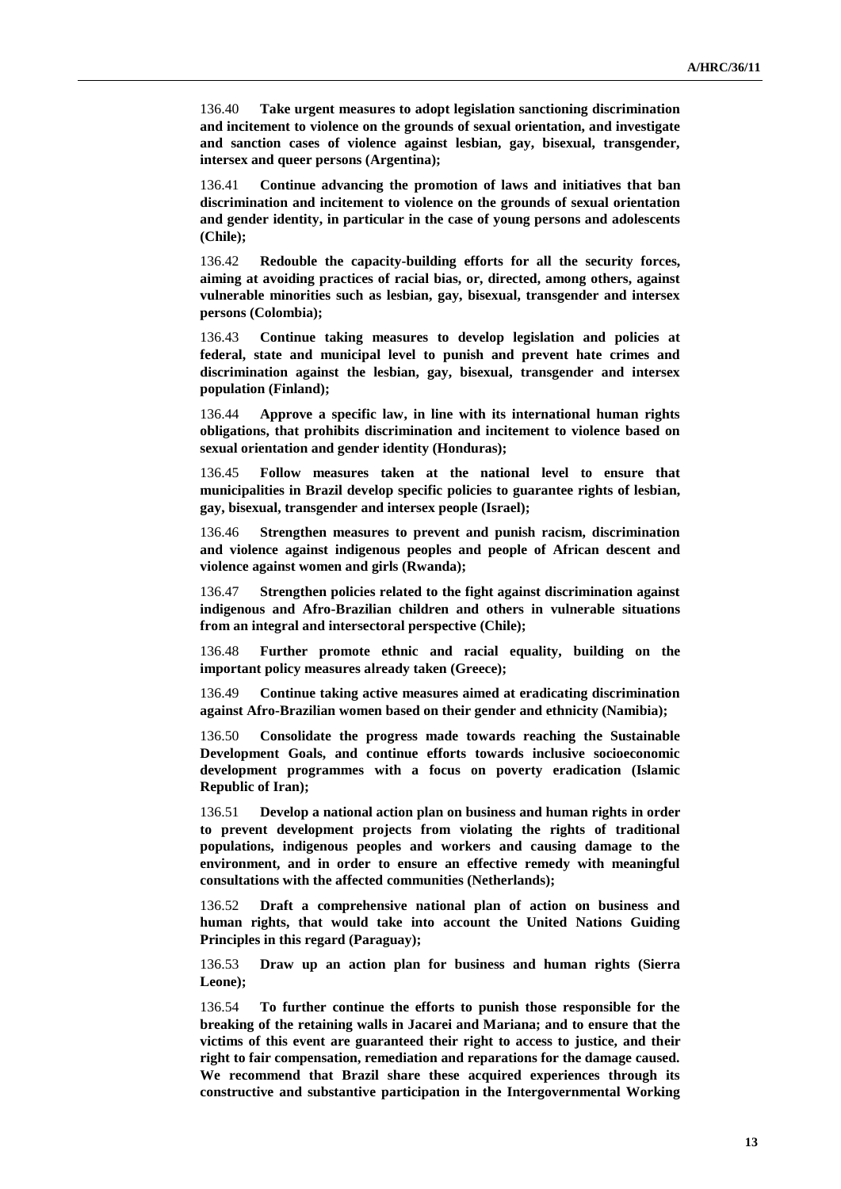136.40 **Take urgent measures to adopt legislation sanctioning discrimination and incitement to violence on the grounds of sexual orientation, and investigate and sanction cases of violence against lesbian, gay, bisexual, transgender, intersex and queer persons (Argentina);**

136.41 **Continue advancing the promotion of laws and initiatives that ban discrimination and incitement to violence on the grounds of sexual orientation and gender identity, in particular in the case of young persons and adolescents (Chile);**

136.42 **Redouble the capacity-building efforts for all the security forces, aiming at avoiding practices of racial bias, or, directed, among others, against vulnerable minorities such as lesbian, gay, bisexual, transgender and intersex persons (Colombia);**

136.43 **Continue taking measures to develop legislation and policies at federal, state and municipal level to punish and prevent hate crimes and discrimination against the lesbian, gay, bisexual, transgender and intersex population (Finland);**

136.44 **Approve a specific law, in line with its international human rights obligations, that prohibits discrimination and incitement to violence based on sexual orientation and gender identity (Honduras);**

136.45 **Follow measures taken at the national level to ensure that municipalities in Brazil develop specific policies to guarantee rights of lesbian, gay, bisexual, transgender and intersex people (Israel);**

136.46 **Strengthen measures to prevent and punish racism, discrimination and violence against indigenous peoples and people of African descent and violence against women and girls (Rwanda);**

136.47 **Strengthen policies related to the fight against discrimination against indigenous and Afro-Brazilian children and others in vulnerable situations from an integral and intersectoral perspective (Chile);**

136.48 **Further promote ethnic and racial equality, building on the important policy measures already taken (Greece);**

136.49 **Continue taking active measures aimed at eradicating discrimination against Afro-Brazilian women based on their gender and ethnicity (Namibia);**

136.50 **Consolidate the progress made towards reaching the Sustainable Development Goals, and continue efforts towards inclusive socioeconomic development programmes with a focus on poverty eradication (Islamic Republic of Iran);**

136.51 **Develop a national action plan on business and human rights in order to prevent development projects from violating the rights of traditional populations, indigenous peoples and workers and causing damage to the environment, and in order to ensure an effective remedy with meaningful consultations with the affected communities (Netherlands);**

136.52 **Draft a comprehensive national plan of action on business and human rights, that would take into account the United Nations Guiding Principles in this regard (Paraguay);**

136.53 **Draw up an action plan for business and human rights (Sierra Leone);**

136.54 **To further continue the efforts to punish those responsible for the breaking of the retaining walls in Jacarei and Mariana; and to ensure that the victims of this event are guaranteed their right to access to justice, and their right to fair compensation, remediation and reparations for the damage caused. We recommend that Brazil share these acquired experiences through its constructive and substantive participation in the Intergovernmental Working**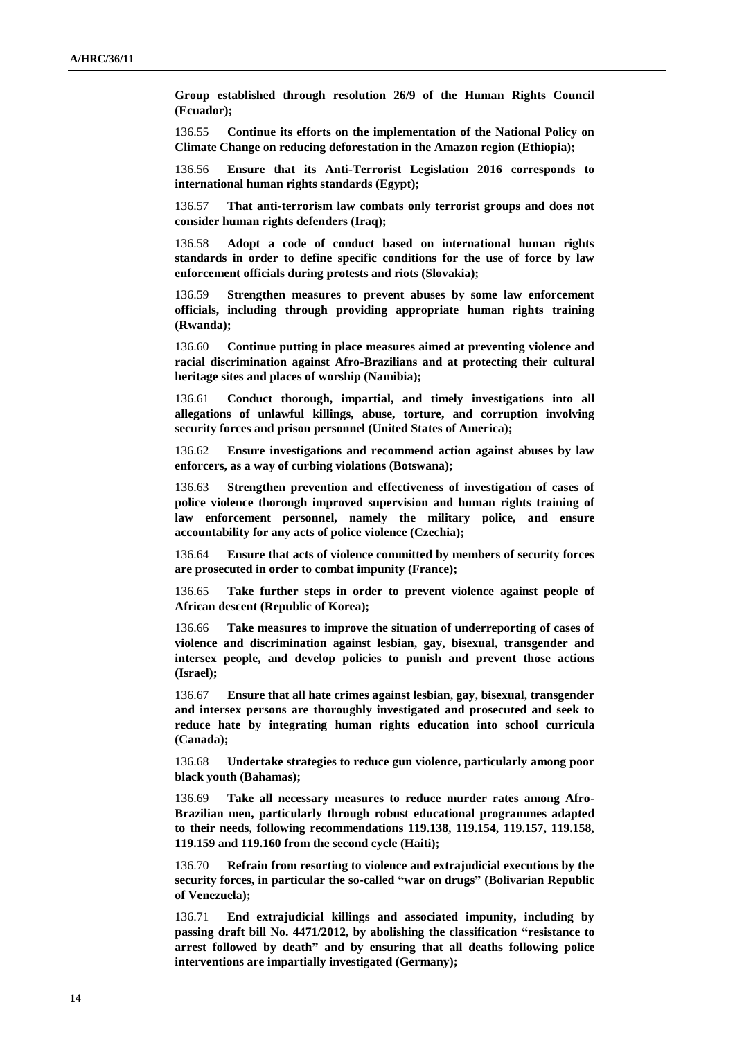**Group established through resolution 26/9 of the Human Rights Council (Ecuador);**

136.55 **Continue its efforts on the implementation of the National Policy on Climate Change on reducing deforestation in the Amazon region (Ethiopia);**

136.56 **Ensure that its Anti-Terrorist Legislation 2016 corresponds to international human rights standards (Egypt);**

136.57 **That anti-terrorism law combats only terrorist groups and does not consider human rights defenders (Iraq);**

136.58 **Adopt a code of conduct based on international human rights standards in order to define specific conditions for the use of force by law enforcement officials during protests and riots (Slovakia);**

136.59 **Strengthen measures to prevent abuses by some law enforcement officials, including through providing appropriate human rights training (Rwanda);**

136.60 **Continue putting in place measures aimed at preventing violence and racial discrimination against Afro-Brazilians and at protecting their cultural heritage sites and places of worship (Namibia);**

136.61 **Conduct thorough, impartial, and timely investigations into all allegations of unlawful killings, abuse, torture, and corruption involving security forces and prison personnel (United States of America);**

136.62 **Ensure investigations and recommend action against abuses by law enforcers, as a way of curbing violations (Botswana);**

136.63 **Strengthen prevention and effectiveness of investigation of cases of police violence thorough improved supervision and human rights training of law enforcement personnel, namely the military police, and ensure accountability for any acts of police violence (Czechia);**

136.64 **Ensure that acts of violence committed by members of security forces are prosecuted in order to combat impunity (France);**

136.65 **Take further steps in order to prevent violence against people of African descent (Republic of Korea);**

136.66 **Take measures to improve the situation of underreporting of cases of violence and discrimination against lesbian, gay, bisexual, transgender and intersex people, and develop policies to punish and prevent those actions (Israel);**

136.67 **Ensure that all hate crimes against lesbian, gay, bisexual, transgender and intersex persons are thoroughly investigated and prosecuted and seek to reduce hate by integrating human rights education into school curricula (Canada);**

136.68 **Undertake strategies to reduce gun violence, particularly among poor black youth (Bahamas);**

136.69 **Take all necessary measures to reduce murder rates among Afro-Brazilian men, particularly through robust educational programmes adapted to their needs, following recommendations 119.138, 119.154, 119.157, 119.158, 119.159 and 119.160 from the second cycle (Haiti);**

136.70 **Refrain from resorting to violence and extrajudicial executions by the security forces, in particular the so-called "war on drugs" (Bolivarian Republic of Venezuela);**

136.71 **End extrajudicial killings and associated impunity, including by passing draft bill No. 4471/2012, by abolishing the classification "resistance to arrest followed by death" and by ensuring that all deaths following police interventions are impartially investigated (Germany);**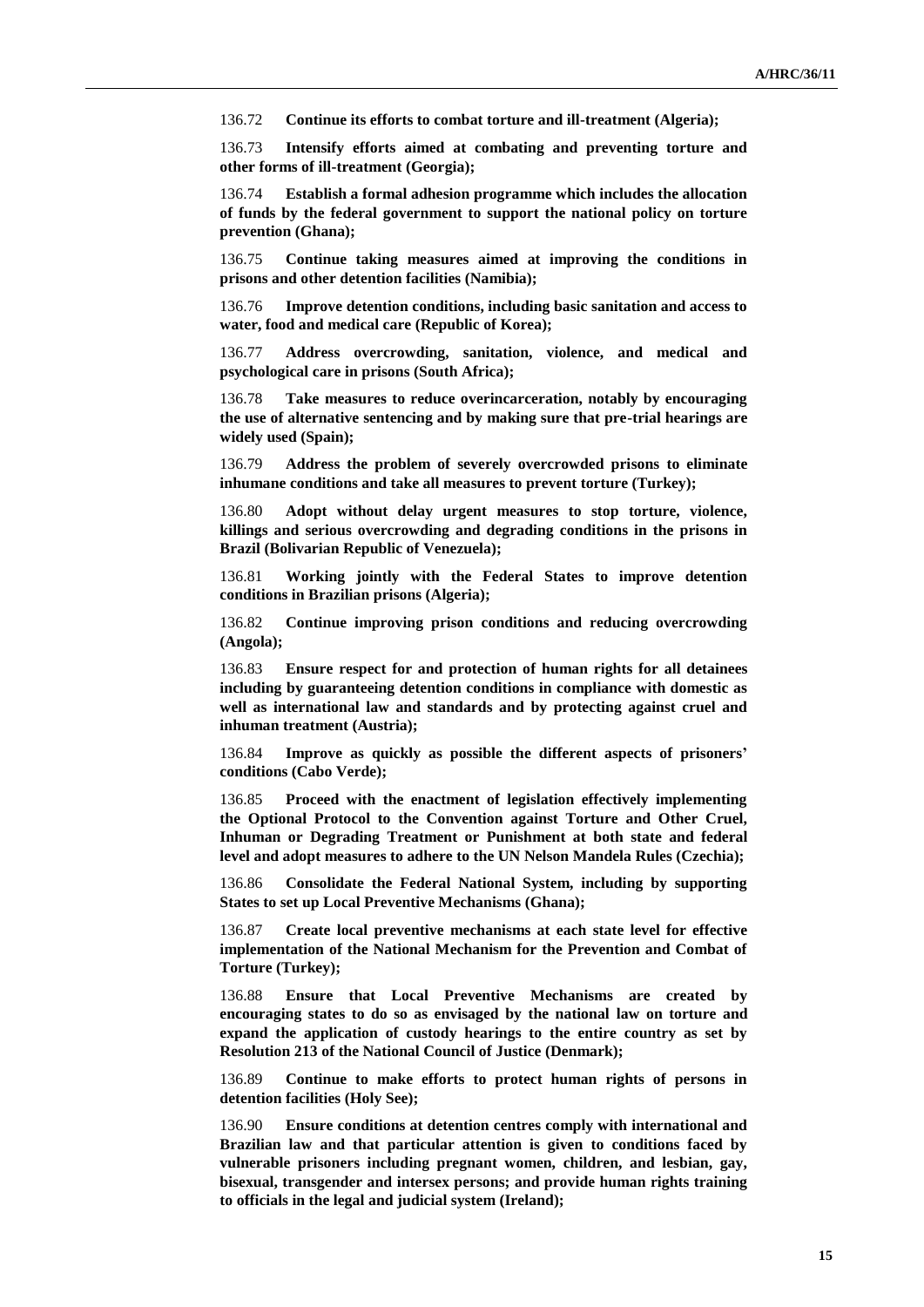136.72 **Continue its efforts to combat torture and ill-treatment (Algeria);**

136.73 **Intensify efforts aimed at combating and preventing torture and other forms of ill-treatment (Georgia);**

136.74 **Establish a formal adhesion programme which includes the allocation of funds by the federal government to support the national policy on torture prevention (Ghana);**

136.75 **Continue taking measures aimed at improving the conditions in prisons and other detention facilities (Namibia);**

136.76 **Improve detention conditions, including basic sanitation and access to water, food and medical care (Republic of Korea);**

136.77 **Address overcrowding, sanitation, violence, and medical and psychological care in prisons (South Africa);**

136.78 **Take measures to reduce overincarceration, notably by encouraging the use of alternative sentencing and by making sure that pre-trial hearings are widely used (Spain);**

136.79 **Address the problem of severely overcrowded prisons to eliminate inhumane conditions and take all measures to prevent torture (Turkey);**

136.80 **Adopt without delay urgent measures to stop torture, violence, killings and serious overcrowding and degrading conditions in the prisons in Brazil (Bolivarian Republic of Venezuela);**

136.81 **Working jointly with the Federal States to improve detention conditions in Brazilian prisons (Algeria);**

136.82 **Continue improving prison conditions and reducing overcrowding (Angola);**

136.83 **Ensure respect for and protection of human rights for all detainees including by guaranteeing detention conditions in compliance with domestic as well as international law and standards and by protecting against cruel and inhuman treatment (Austria);**

136.84 **Improve as quickly as possible the different aspects of prisoners' conditions (Cabo Verde);**

136.85 **Proceed with the enactment of legislation effectively implementing the Optional Protocol to the Convention against Torture and Other Cruel, Inhuman or Degrading Treatment or Punishment at both state and federal level and adopt measures to adhere to the UN Nelson Mandela Rules (Czechia);**

136.86 **Consolidate the Federal National System, including by supporting States to set up Local Preventive Mechanisms (Ghana);**

136.87 **Create local preventive mechanisms at each state level for effective implementation of the National Mechanism for the Prevention and Combat of Torture (Turkey);**

136.88 **Ensure that Local Preventive Mechanisms are created by encouraging states to do so as envisaged by the national law on torture and expand the application of custody hearings to the entire country as set by Resolution 213 of the National Council of Justice (Denmark);**

136.89 **Continue to make efforts to protect human rights of persons in detention facilities (Holy See);**

136.90 **Ensure conditions at detention centres comply with international and Brazilian law and that particular attention is given to conditions faced by vulnerable prisoners including pregnant women, children, and lesbian, gay, bisexual, transgender and intersex persons; and provide human rights training to officials in the legal and judicial system (Ireland);**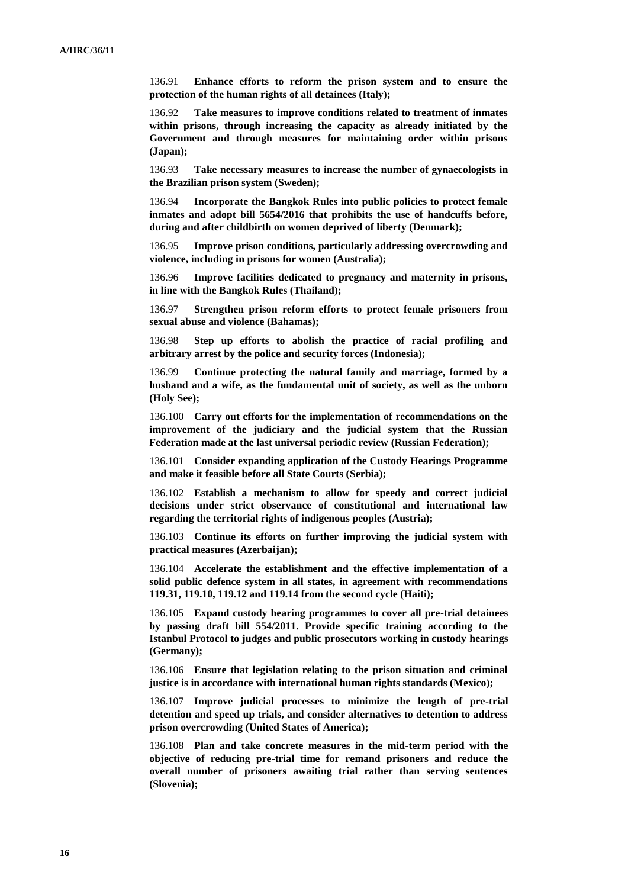136.91 **Enhance efforts to reform the prison system and to ensure the protection of the human rights of all detainees (Italy);**

136.92 **Take measures to improve conditions related to treatment of inmates within prisons, through increasing the capacity as already initiated by the Government and through measures for maintaining order within prisons (Japan);**

136.93 **Take necessary measures to increase the number of gynaecologists in the Brazilian prison system (Sweden);**

136.94 **Incorporate the Bangkok Rules into public policies to protect female inmates and adopt bill 5654/2016 that prohibits the use of handcuffs before, during and after childbirth on women deprived of liberty (Denmark);**

136.95 **Improve prison conditions, particularly addressing overcrowding and violence, including in prisons for women (Australia);**

136.96 **Improve facilities dedicated to pregnancy and maternity in prisons, in line with the Bangkok Rules (Thailand);**

136.97 **Strengthen prison reform efforts to protect female prisoners from sexual abuse and violence (Bahamas);**

136.98 **Step up efforts to abolish the practice of racial profiling and arbitrary arrest by the police and security forces (Indonesia);**

136.99 **Continue protecting the natural family and marriage, formed by a husband and a wife, as the fundamental unit of society, as well as the unborn (Holy See);**

136.100 **Carry out efforts for the implementation of recommendations on the improvement of the judiciary and the judicial system that the Russian Federation made at the last universal periodic review (Russian Federation);**

136.101 **Consider expanding application of the Custody Hearings Programme and make it feasible before all State Courts (Serbia);**

136.102 **Establish a mechanism to allow for speedy and correct judicial decisions under strict observance of constitutional and international law regarding the territorial rights of indigenous peoples (Austria);**

136.103 **Continue its efforts on further improving the judicial system with practical measures (Azerbaijan);**

136.104 **Accelerate the establishment and the effective implementation of a solid public defence system in all states, in agreement with recommendations 119.31, 119.10, 119.12 and 119.14 from the second cycle (Haiti);**

136.105 **Expand custody hearing programmes to cover all pre-trial detainees by passing draft bill 554/2011. Provide specific training according to the Istanbul Protocol to judges and public prosecutors working in custody hearings (Germany);**

136.106 **Ensure that legislation relating to the prison situation and criminal justice is in accordance with international human rights standards (Mexico);**

136.107 **Improve judicial processes to minimize the length of pre-trial detention and speed up trials, and consider alternatives to detention to address prison overcrowding (United States of America);**

136.108 **Plan and take concrete measures in the mid-term period with the objective of reducing pre-trial time for remand prisoners and reduce the overall number of prisoners awaiting trial rather than serving sentences (Slovenia);**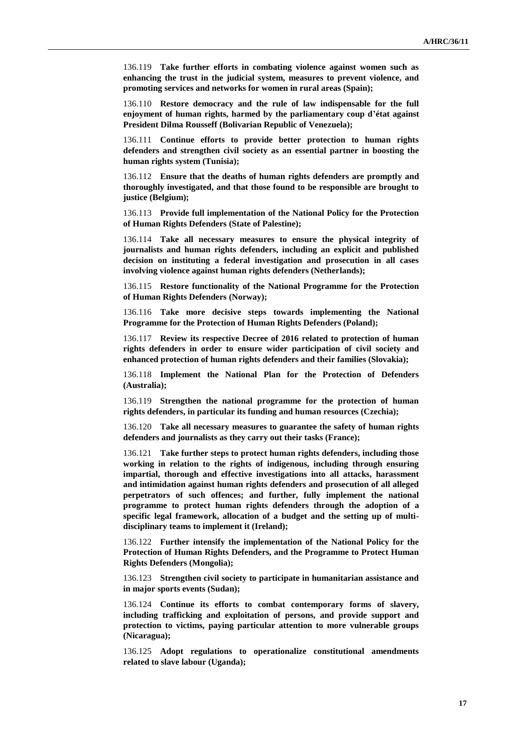136.119 **Take further efforts in combating violence against women such as enhancing the trust in the judicial system, measures to prevent violence, and promoting services and networks for women in rural areas (Spain);**

136.110 **Restore democracy and the rule of law indispensable for the full enjoyment of human rights, harmed by the parliamentary coup d'état against President Dilma Rousseff (Bolivarian Republic of Venezuela);**

136.111 **Continue efforts to provide better protection to human rights defenders and strengthen civil society as an essential partner in boosting the human rights system (Tunisia);**

136.112 **Ensure that the deaths of human rights defenders are promptly and thoroughly investigated, and that those found to be responsible are brought to justice (Belgium);**

136.113 **Provide full implementation of the National Policy for the Protection of Human Rights Defenders (State of Palestine);**

136.114 **Take all necessary measures to ensure the physical integrity of journalists and human rights defenders, including an explicit and published decision on instituting a federal investigation and prosecution in all cases involving violence against human rights defenders (Netherlands);**

136.115 **Restore functionality of the National Programme for the Protection of Human Rights Defenders (Norway);**

136.116 **Take more decisive steps towards implementing the National Programme for the Protection of Human Rights Defenders (Poland);**

136.117 **Review its respective Decree of 2016 related to protection of human rights defenders in order to ensure wider participation of civil society and enhanced protection of human rights defenders and their families (Slovakia);**

136.118 **Implement the National Plan for the Protection of Defenders (Australia);**

136.119 **Strengthen the national programme for the protection of human rights defenders, in particular its funding and human resources (Czechia);**

136.120 **Take all necessary measures to guarantee the safety of human rights defenders and journalists as they carry out their tasks (France);**

136.121 **Take further steps to protect human rights defenders, including those working in relation to the rights of indigenous, including through ensuring impartial, thorough and effective investigations into all attacks, harassment and intimidation against human rights defenders and prosecution of all alleged perpetrators of such offences; and further, fully implement the national programme to protect human rights defenders through the adoption of a specific legal framework, allocation of a budget and the setting up of multi-disciplinary teams to implement it (Ireland);**

136.122 **Further intensify the implementation of the National Policy for the Protection of Human Rights Defenders, and the Programme to Protect Human Rights Defenders (Mongolia);**

136.123 **Strengthen civil society to participate in humanitarian assistance and in major sports events (Sudan);**

136.124 **Continue its efforts to combat contemporary forms of slavery, including trafficking and exploitation of persons, and provide support and protection to victims, paying particular attention to more vulnerable groups (Nicaragua);**

136.125 **Adopt regulations to operationalize constitutional amendments related to slave labour (Uganda);**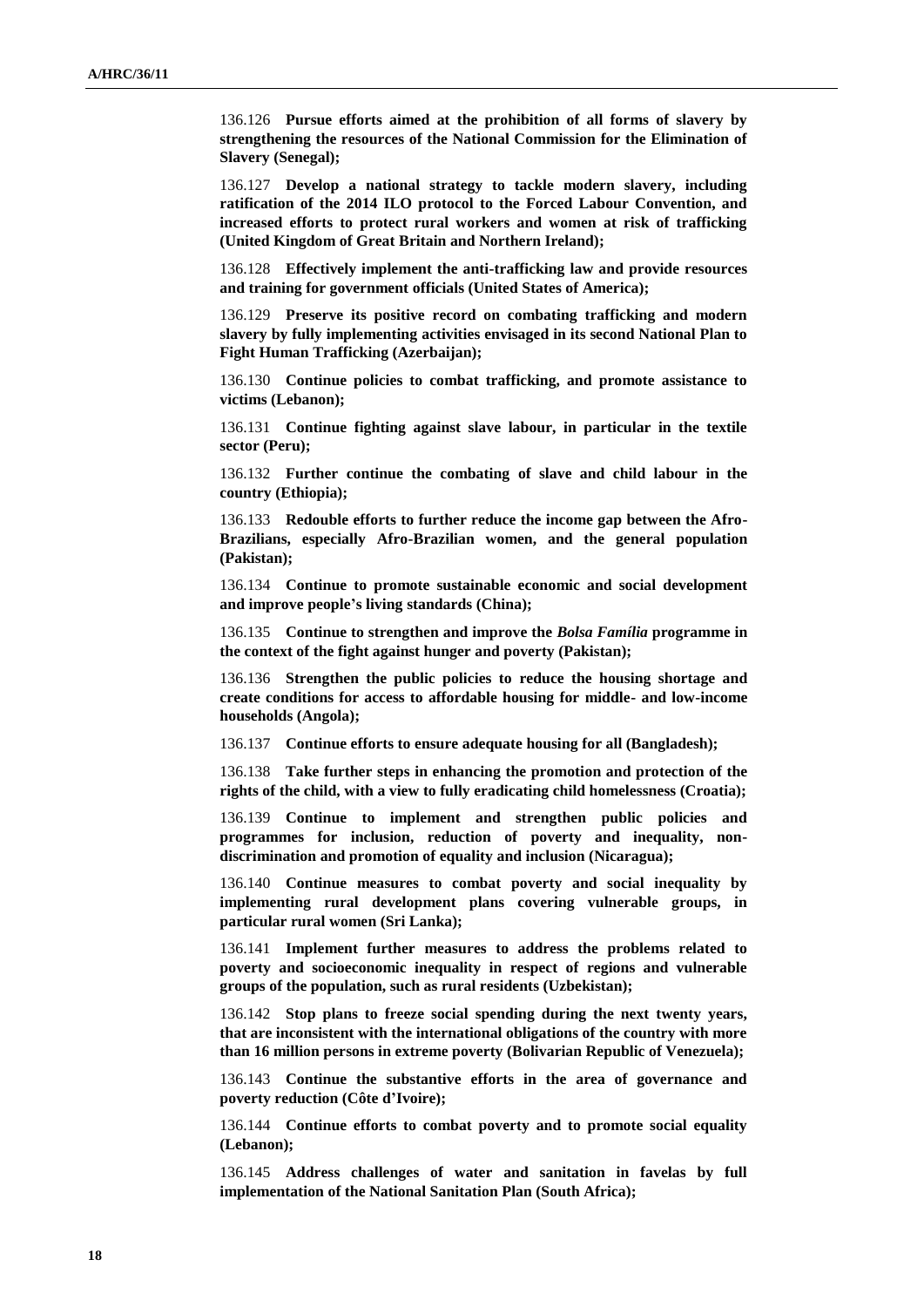136.126 **Pursue efforts aimed at the prohibition of all forms of slavery by strengthening the resources of the National Commission for the Elimination of Slavery (Senegal);**

136.127 **Develop a national strategy to tackle modern slavery, including ratification of the 2014 ILO protocol to the Forced Labour Convention, and increased efforts to protect rural workers and women at risk of trafficking (United Kingdom of Great Britain and Northern Ireland);**

136.128 **Effectively implement the anti-trafficking law and provide resources and training for government officials (United States of America);**

136.129 **Preserve its positive record on combating trafficking and modern slavery by fully implementing activities envisaged in its second National Plan to Fight Human Trafficking (Azerbaijan);**

136.130 **Continue policies to combat trafficking, and promote assistance to victims (Lebanon);**

136.131 **Continue fighting against slave labour, in particular in the textile sector (Peru);**

136.132 **Further continue the combating of slave and child labour in the country (Ethiopia);**

136.133 **Redouble efforts to further reduce the income gap between the Afro-Brazilians, especially Afro-Brazilian women, and the general population (Pakistan);**

136.134 **Continue to promote sustainable economic and social development and improve people's living standards (China);**

136.135 **Continue to strengthen and improve the *Bolsa Família* programme in the context of the fight against hunger and poverty (Pakistan);**

136.136 **Strengthen the public policies to reduce the housing shortage and create conditions for access to affordable housing for middle- and low-income households (Angola);**

136.137 **Continue efforts to ensure adequate housing for all (Bangladesh);**

136.138 **Take further steps in enhancing the promotion and protection of the rights of the child, with a view to fully eradicating child homelessness (Croatia);**

136.139 **Continue to implement and strengthen public policies and programmes for inclusion, reduction of poverty and inequality, non-discrimination and promotion of equality and inclusion (Nicaragua);**

136.140 **Continue measures to combat poverty and social inequality by implementing rural development plans covering vulnerable groups, in particular rural women (Sri Lanka);**

136.141 **Implement further measures to address the problems related to poverty and socioeconomic inequality in respect of regions and vulnerable groups of the population, such as rural residents (Uzbekistan);**

136.142 **Stop plans to freeze social spending during the next twenty years, that are inconsistent with the international obligations of the country with more than 16 million persons in extreme poverty (Bolivarian Republic of Venezuela);**

136.143 **Continue the substantive efforts in the area of governance and poverty reduction (Côte d'Ivoire);**

136.144 **Continue efforts to combat poverty and to promote social equality (Lebanon);**

136.145 **Address challenges of water and sanitation in favelas by full implementation of the National Sanitation Plan (South Africa);**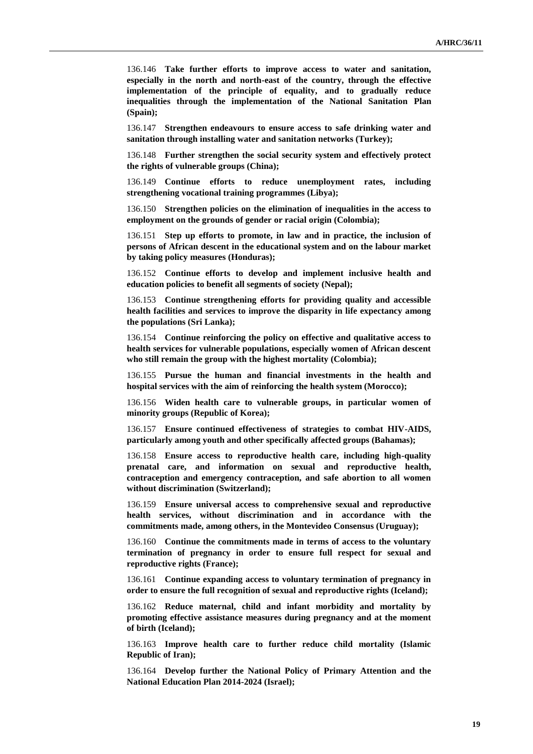136.146 **Take further efforts to improve access to water and sanitation, especially in the north and north-east of the country, through the effective implementation of the principle of equality, and to gradually reduce inequalities through the implementation of the National Sanitation Plan (Spain);**

136.147 **Strengthen endeavours to ensure access to safe drinking water and sanitation through installing water and sanitation networks (Turkey);**

136.148 **Further strengthen the social security system and effectively protect the rights of vulnerable groups (China);**

136.149 **Continue efforts to reduce unemployment rates, including strengthening vocational training programmes (Libya);**

136.150 **Strengthen policies on the elimination of inequalities in the access to employment on the grounds of gender or racial origin (Colombia);**

136.151 **Step up efforts to promote, in law and in practice, the inclusion of persons of African descent in the educational system and on the labour market by taking policy measures (Honduras);**

136.152 **Continue efforts to develop and implement inclusive health and education policies to benefit all segments of society (Nepal);**

136.153 **Continue strengthening efforts for providing quality and accessible health facilities and services to improve the disparity in life expectancy among the populations (Sri Lanka);**

136.154 **Continue reinforcing the policy on effective and qualitative access to health services for vulnerable populations, especially women of African descent who still remain the group with the highest mortality (Colombia);**

136.155 **Pursue the human and financial investments in the health and hospital services with the aim of reinforcing the health system (Morocco);**

136.156 **Widen health care to vulnerable groups, in particular women of minority groups (Republic of Korea);**

136.157 **Ensure continued effectiveness of strategies to combat HIV-AIDS, particularly among youth and other specifically affected groups (Bahamas);**

136.158 **Ensure access to reproductive health care, including high-quality prenatal care, and information on sexual and reproductive health, contraception and emergency contraception, and safe abortion to all women without discrimination (Switzerland);**

136.159 **Ensure universal access to comprehensive sexual and reproductive health services, without discrimination and in accordance with the commitments made, among others, in the Montevideo Consensus (Uruguay);**

136.160 **Continue the commitments made in terms of access to the voluntary termination of pregnancy in order to ensure full respect for sexual and reproductive rights (France);**

136.161 **Continue expanding access to voluntary termination of pregnancy in order to ensure the full recognition of sexual and reproductive rights (Iceland);**

136.162 **Reduce maternal, child and infant morbidity and mortality by promoting effective assistance measures during pregnancy and at the moment of birth (Iceland);**

136.163 **Improve health care to further reduce child mortality (Islamic Republic of Iran);**

136.164 **Develop further the National Policy of Primary Attention and the National Education Plan 2014-2024 (Israel);**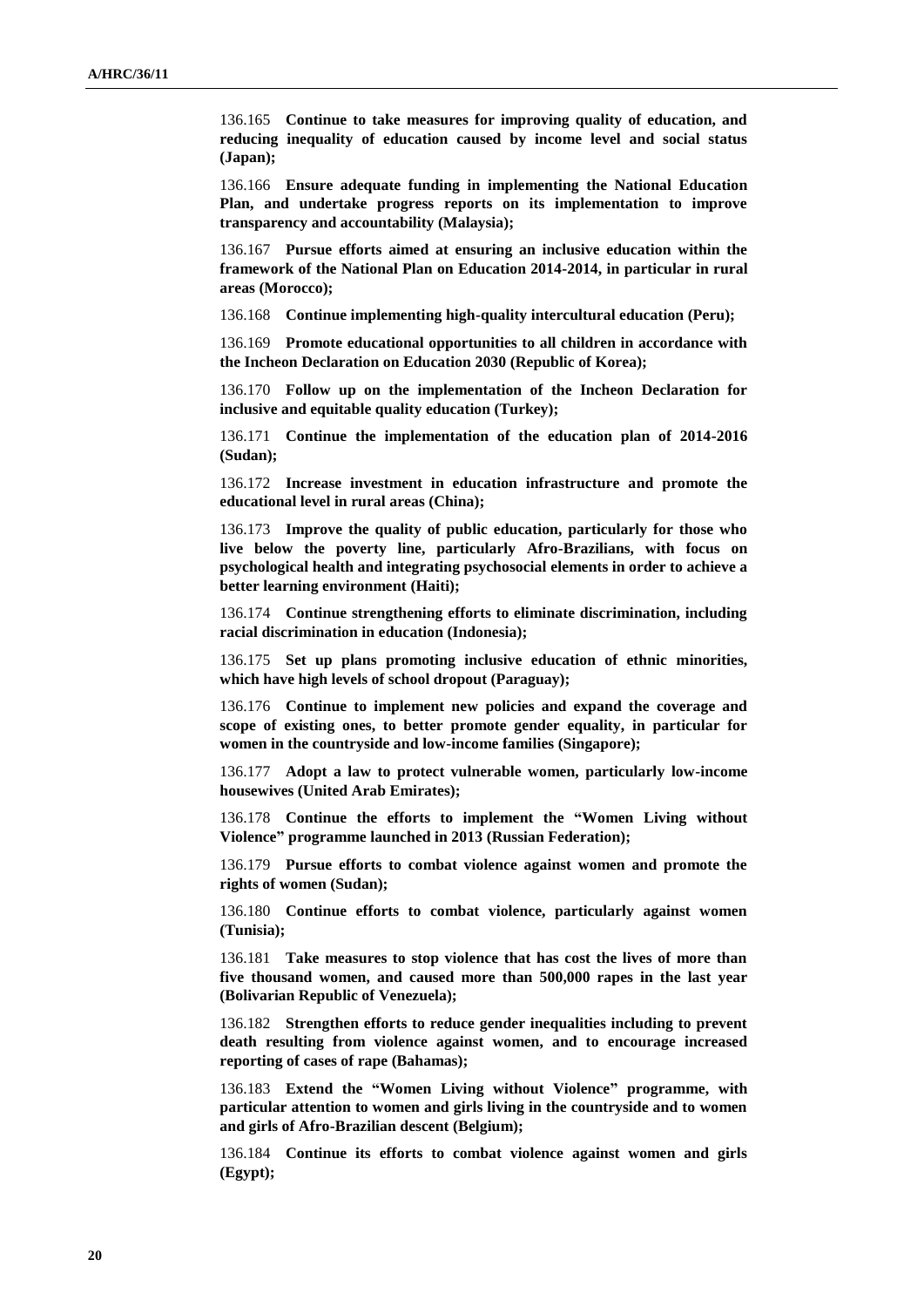136.165 **Continue to take measures for improving quality of education, and reducing inequality of education caused by income level and social status (Japan);**

136.166 **Ensure adequate funding in implementing the National Education Plan, and undertake progress reports on its implementation to improve transparency and accountability (Malaysia);**

136.167 **Pursue efforts aimed at ensuring an inclusive education within the framework of the National Plan on Education 2014-2014, in particular in rural areas (Morocco);**

136.168 **Continue implementing high-quality intercultural education (Peru);**

136.169 **Promote educational opportunities to all children in accordance with the Incheon Declaration on Education 2030 (Republic of Korea);**

136.170 **Follow up on the implementation of the Incheon Declaration for inclusive and equitable quality education (Turkey);**

136.171 **Continue the implementation of the education plan of 2014-2016 (Sudan);**

136.172 **Increase investment in education infrastructure and promote the educational level in rural areas (China);**

136.173 **Improve the quality of public education, particularly for those who live below the poverty line, particularly Afro-Brazilians, with focus on psychological health and integrating psychosocial elements in order to achieve a better learning environment (Haiti);**

136.174 **Continue strengthening efforts to eliminate discrimination, including racial discrimination in education (Indonesia);**

136.175 **Set up plans promoting inclusive education of ethnic minorities, which have high levels of school dropout (Paraguay);**

136.176 **Continue to implement new policies and expand the coverage and scope of existing ones, to better promote gender equality, in particular for women in the countryside and low-income families (Singapore);**

136.177 **Adopt a law to protect vulnerable women, particularly low-income housewives (United Arab Emirates);**

136.178 **Continue the efforts to implement the "Women Living without Violence" programme launched in 2013 (Russian Federation);**

136.179 **Pursue efforts to combat violence against women and promote the rights of women (Sudan);**

136.180 **Continue efforts to combat violence, particularly against women (Tunisia);**

136.181 **Take measures to stop violence that has cost the lives of more than five thousand women, and caused more than 500,000 rapes in the last year (Bolivarian Republic of Venezuela);**

136.182 **Strengthen efforts to reduce gender inequalities including to prevent death resulting from violence against women, and to encourage increased reporting of cases of rape (Bahamas);**

136.183 **Extend the "Women Living without Violence" programme, with particular attention to women and girls living in the countryside and to women and girls of Afro-Brazilian descent (Belgium);**

136.184 **Continue its efforts to combat violence against women and girls (Egypt);**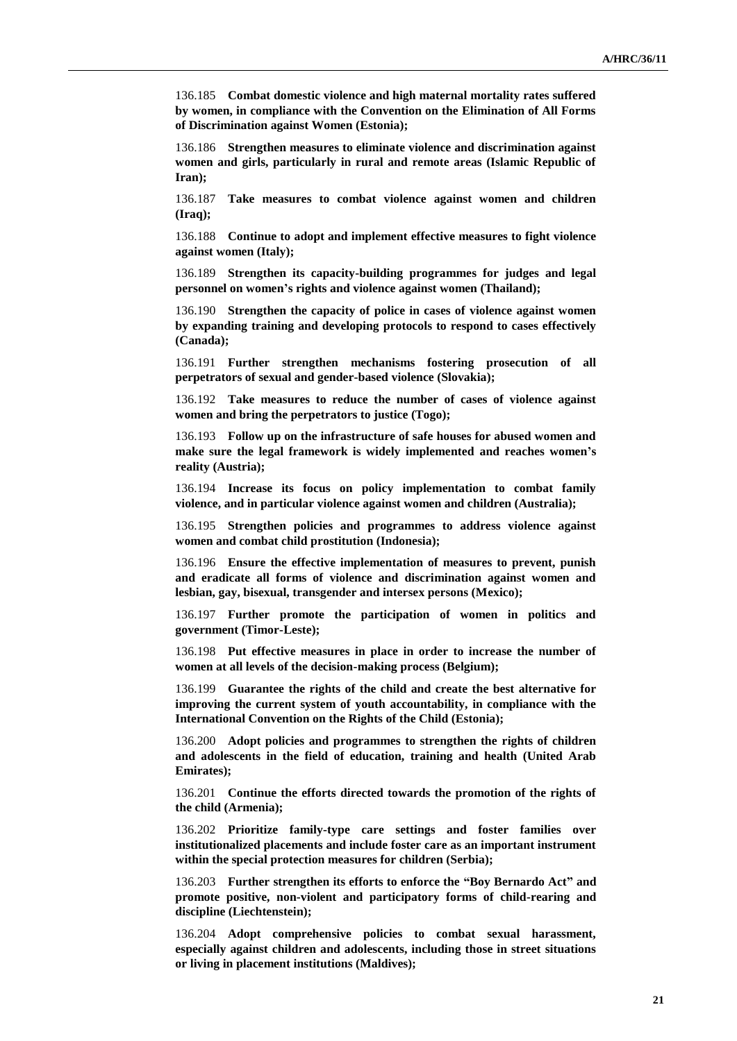136.185 **Combat domestic violence and high maternal mortality rates suffered by women, in compliance with the Convention on the Elimination of All Forms of Discrimination against Women (Estonia);**

136.186 **Strengthen measures to eliminate violence and discrimination against women and girls, particularly in rural and remote areas (Islamic Republic of Iran);**

136.187 **Take measures to combat violence against women and children (Iraq);**

136.188 **Continue to adopt and implement effective measures to fight violence against women (Italy);**

136.189 **Strengthen its capacity-building programmes for judges and legal personnel on women's rights and violence against women (Thailand);**

136.190 **Strengthen the capacity of police in cases of violence against women by expanding training and developing protocols to respond to cases effectively (Canada);**

136.191 **Further strengthen mechanisms fostering prosecution of all perpetrators of sexual and gender-based violence (Slovakia);**

136.192 **Take measures to reduce the number of cases of violence against women and bring the perpetrators to justice (Togo);**

136.193 **Follow up on the infrastructure of safe houses for abused women and make sure the legal framework is widely implemented and reaches women's reality (Austria);**

136.194 **Increase its focus on policy implementation to combat family violence, and in particular violence against women and children (Australia);**

136.195 **Strengthen policies and programmes to address violence against women and combat child prostitution (Indonesia);**

136.196 **Ensure the effective implementation of measures to prevent, punish and eradicate all forms of violence and discrimination against women and lesbian, gay, bisexual, transgender and intersex persons (Mexico);**

136.197 **Further promote the participation of women in politics and government (Timor-Leste);**

136.198 **Put effective measures in place in order to increase the number of women at all levels of the decision-making process (Belgium);**

136.199 **Guarantee the rights of the child and create the best alternative for improving the current system of youth accountability, in compliance with the International Convention on the Rights of the Child (Estonia);**

136.200 **Adopt policies and programmes to strengthen the rights of children and adolescents in the field of education, training and health (United Arab Emirates);**

136.201 **Continue the efforts directed towards the promotion of the rights of the child (Armenia);**

136.202 **Prioritize family-type care settings and foster families over institutionalized placements and include foster care as an important instrument within the special protection measures for children (Serbia);**

136.203 **Further strengthen its efforts to enforce the "Boy Bernardo Act" and promote positive, non-violent and participatory forms of child-rearing and discipline (Liechtenstein);**

136.204 **Adopt comprehensive policies to combat sexual harassment, especially against children and adolescents, including those in street situations or living in placement institutions (Maldives);**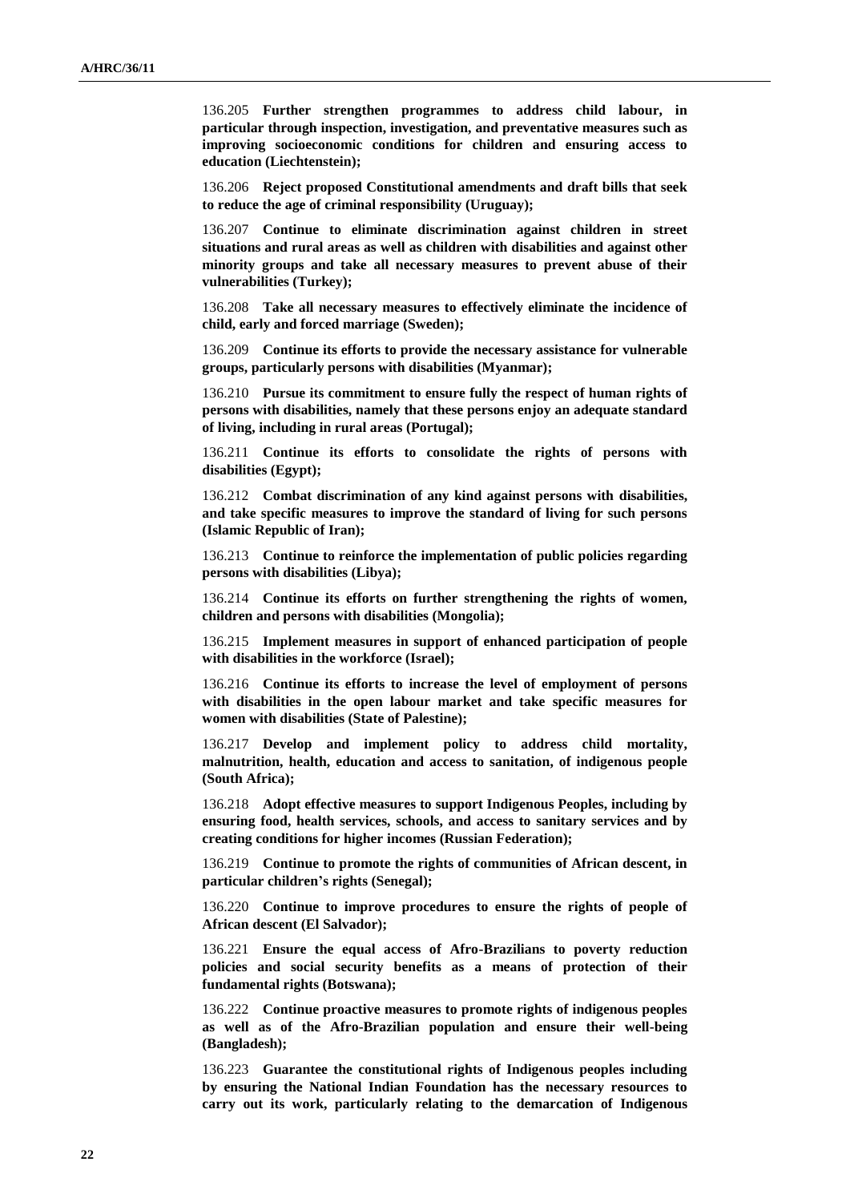136.205 **Further strengthen programmes to address child labour, in particular through inspection, investigation, and preventative measures such as improving socioeconomic conditions for children and ensuring access to education (Liechtenstein);**

136.206 **Reject proposed Constitutional amendments and draft bills that seek to reduce the age of criminal responsibility (Uruguay);**

136.207 **Continue to eliminate discrimination against children in street situations and rural areas as well as children with disabilities and against other minority groups and take all necessary measures to prevent abuse of their vulnerabilities (Turkey);**

136.208 **Take all necessary measures to effectively eliminate the incidence of child, early and forced marriage (Sweden);**

136.209 **Continue its efforts to provide the necessary assistance for vulnerable groups, particularly persons with disabilities (Myanmar);**

136.210 **Pursue its commitment to ensure fully the respect of human rights of persons with disabilities, namely that these persons enjoy an adequate standard of living, including in rural areas (Portugal);**

136.211 **Continue its efforts to consolidate the rights of persons with disabilities (Egypt);**

136.212 **Combat discrimination of any kind against persons with disabilities, and take specific measures to improve the standard of living for such persons (Islamic Republic of Iran);**

136.213 **Continue to reinforce the implementation of public policies regarding persons with disabilities (Libya);**

136.214 **Continue its efforts on further strengthening the rights of women, children and persons with disabilities (Mongolia);**

136.215 **Implement measures in support of enhanced participation of people with disabilities in the workforce (Israel);**

136.216 **Continue its efforts to increase the level of employment of persons with disabilities in the open labour market and take specific measures for women with disabilities (State of Palestine);**

136.217 **Develop and implement policy to address child mortality, malnutrition, health, education and access to sanitation, of indigenous people (South Africa);**

136.218 **Adopt effective measures to support Indigenous Peoples, including by ensuring food, health services, schools, and access to sanitary services and by creating conditions for higher incomes (Russian Federation);**

136.219 **Continue to promote the rights of communities of African descent, in particular children's rights (Senegal);**

136.220 **Continue to improve procedures to ensure the rights of people of African descent (El Salvador);**

136.221 **Ensure the equal access of Afro-Brazilians to poverty reduction policies and social security benefits as a means of protection of their fundamental rights (Botswana);**

136.222 **Continue proactive measures to promote rights of indigenous peoples as well as of the Afro-Brazilian population and ensure their well-being (Bangladesh);**

136.223 **Guarantee the constitutional rights of Indigenous peoples including by ensuring the National Indian Foundation has the necessary resources to carry out its work, particularly relating to the demarcation of Indigenous**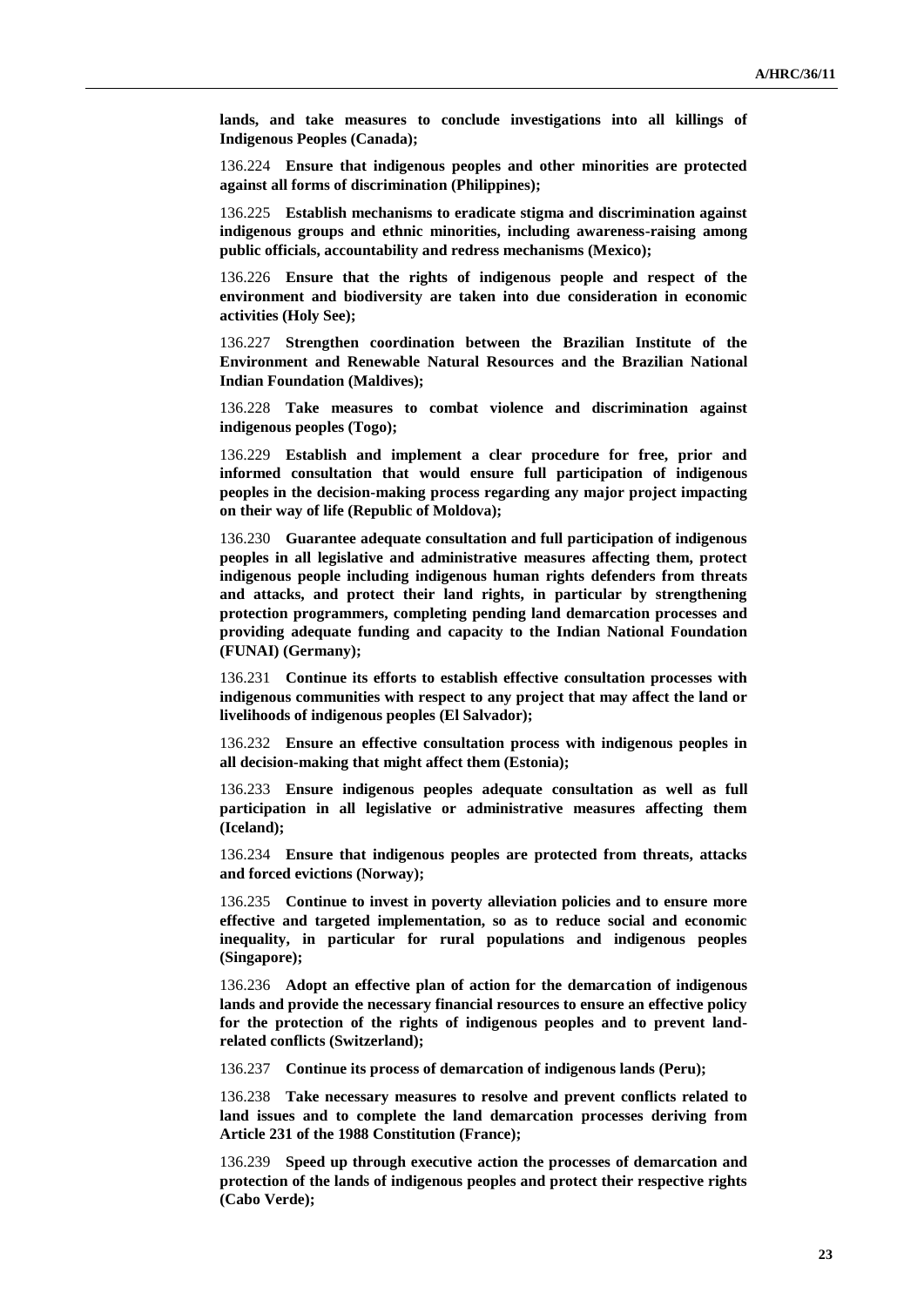**lands, and take measures to conclude investigations into all killings of Indigenous Peoples (Canada);**

136.224 **Ensure that indigenous peoples and other minorities are protected against all forms of discrimination (Philippines);**

136.225 **Establish mechanisms to eradicate stigma and discrimination against indigenous groups and ethnic minorities, including awareness-raising among public officials, accountability and redress mechanisms (Mexico);**

136.226 **Ensure that the rights of indigenous people and respect of the environment and biodiversity are taken into due consideration in economic activities (Holy See);**

136.227 **Strengthen coordination between the Brazilian Institute of the Environment and Renewable Natural Resources and the Brazilian National Indian Foundation (Maldives);**

136.228 **Take measures to combat violence and discrimination against indigenous peoples (Togo);**

136.229 **Establish and implement a clear procedure for free, prior and informed consultation that would ensure full participation of indigenous peoples in the decision-making process regarding any major project impacting on their way of life (Republic of Moldova);**

136.230 **Guarantee adequate consultation and full participation of indigenous peoples in all legislative and administrative measures affecting them, protect indigenous people including indigenous human rights defenders from threats and attacks, and protect their land rights, in particular by strengthening protection programmers, completing pending land demarcation processes and providing adequate funding and capacity to the Indian National Foundation (FUNAI) (Germany);**

136.231 **Continue its efforts to establish effective consultation processes with indigenous communities with respect to any project that may affect the land or livelihoods of indigenous peoples (El Salvador);**

136.232 **Ensure an effective consultation process with indigenous peoples in all decision-making that might affect them (Estonia);**

136.233 **Ensure indigenous peoples adequate consultation as well as full participation in all legislative or administrative measures affecting them (Iceland);**

136.234 **Ensure that indigenous peoples are protected from threats, attacks and forced evictions (Norway);**

136.235 **Continue to invest in poverty alleviation policies and to ensure more effective and targeted implementation, so as to reduce social and economic inequality, in particular for rural populations and indigenous peoples (Singapore);**

136.236 **Adopt an effective plan of action for the demarcation of indigenous lands and provide the necessary financial resources to ensure an effective policy for the protection of the rights of indigenous peoples and to prevent land-related conflicts (Switzerland);**

136.237 **Continue its process of demarcation of indigenous lands (Peru);**

136.238 **Take necessary measures to resolve and prevent conflicts related to land issues and to complete the land demarcation processes deriving from Article 231 of the 1988 Constitution (France);**

136.239 **Speed up through executive action the processes of demarcation and protection of the lands of indigenous peoples and protect their respective rights (Cabo Verde);**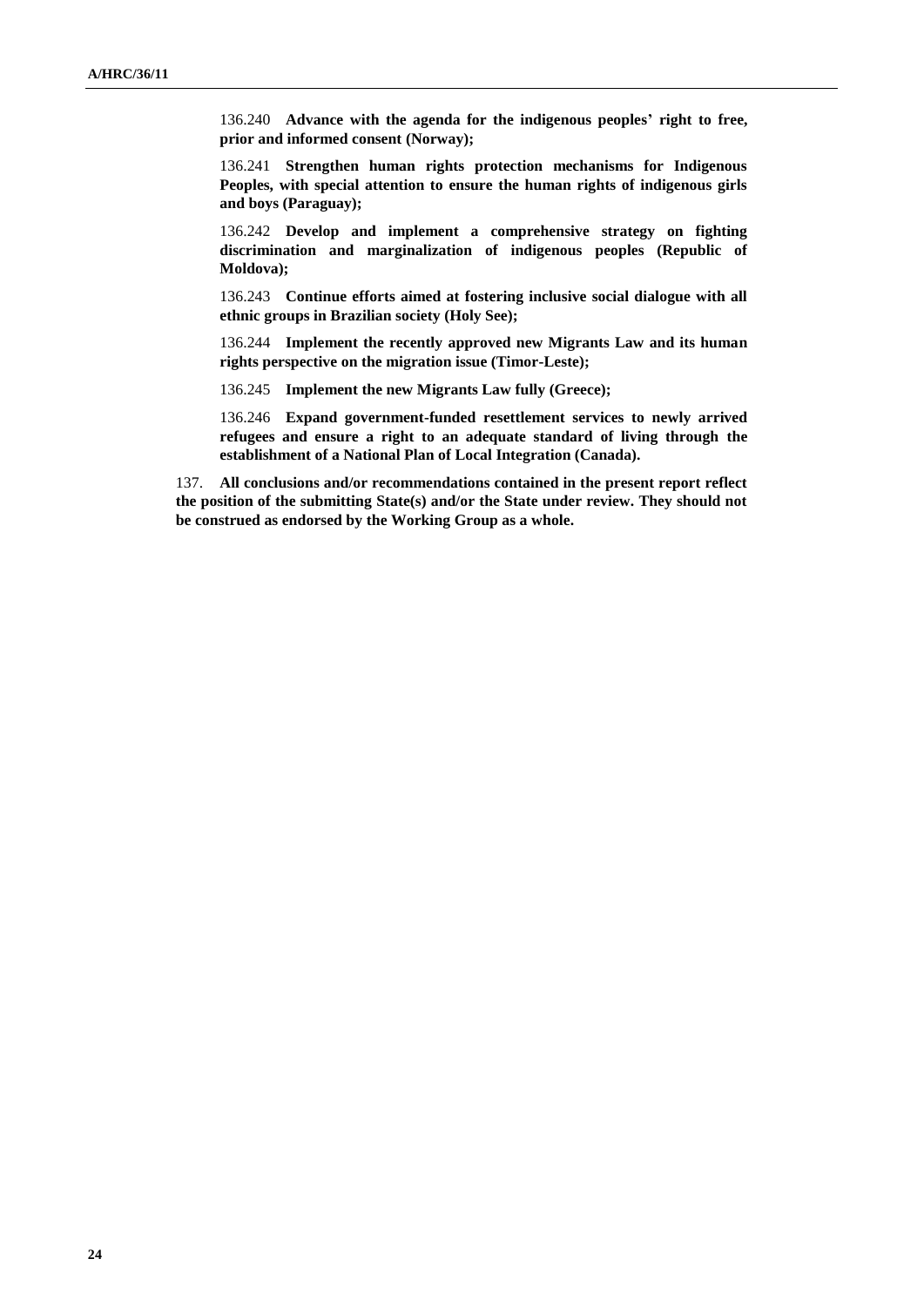136.240 **Advance with the agenda for the indigenous peoples' right to free, prior and informed consent (Norway);**

136.241 **Strengthen human rights protection mechanisms for Indigenous Peoples, with special attention to ensure the human rights of indigenous girls and boys (Paraguay);**

136.242 **Develop and implement a comprehensive strategy on fighting discrimination and marginalization of indigenous peoples (Republic of Moldova);**

136.243 **Continue efforts aimed at fostering inclusive social dialogue with all ethnic groups in Brazilian society (Holy See);**

136.244 **Implement the recently approved new Migrants Law and its human rights perspective on the migration issue (Timor-Leste);**

136.245 **Implement the new Migrants Law fully (Greece);**

136.246 **Expand government-funded resettlement services to newly arrived refugees and ensure a right to an adequate standard of living through the establishment of a National Plan of Local Integration (Canada).**

137. **All conclusions and/or recommendations contained in the present report reflect the position of the submitting State(s) and/or the State under review. They should not be construed as endorsed by the Working Group as a whole.**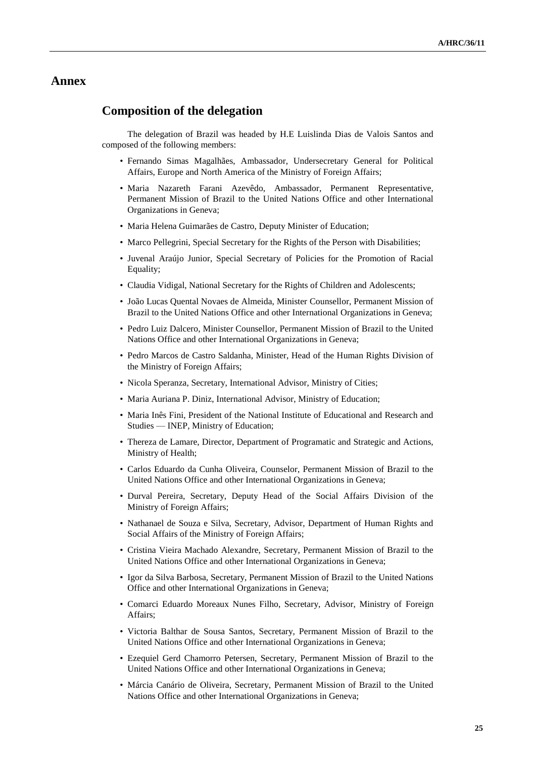# Annex

## Composition of the delegation

The delegation of Brazil was headed by H.E Luislinda Dias de Valois Santos and composed of the following members:

- Fernando Simas Magalhães, Ambassador, Undersecretary General for Political Affairs, Europe and North America of the Ministry of Foreign Affairs;
- Maria Nazareth Farani Azevêdo, Ambassador, Permanent Representative, Permanent Mission of Brazil to the United Nations Office and other International Organizations in Geneva;
- Maria Helena Guimarães de Castro, Deputy Minister of Education;
- Marco Pellegrini, Special Secretary for the Rights of the Person with Disabilities;
- Juvenal Araújo Junior, Special Secretary of Policies for the Promotion of Racial Equality;
- Claudia Vidigal, National Secretary for the Rights of Children and Adolescents;
- João Lucas Quental Novaes de Almeida, Minister Counsellor, Permanent Mission of Brazil to the United Nations Office and other International Organizations in Geneva;
- Pedro Luiz Dalcero, Minister Counsellor, Permanent Mission of Brazil to the United Nations Office and other International Organizations in Geneva;
- Pedro Marcos de Castro Saldanha, Minister, Head of the Human Rights Division of the Ministry of Foreign Affairs;
- Nicola Speranza, Secretary, International Advisor, Ministry of Cities;
- Maria Auriana P. Diniz, International Advisor, Ministry of Education;
- Maria Inês Fini, President of the National Institute of Educational and Research and Studies — INEP, Ministry of Education;
- Thereza de Lamare, Director, Department of Programatic and Strategic and Actions, Ministry of Health;
- Carlos Eduardo da Cunha Oliveira, Counselor, Permanent Mission of Brazil to the United Nations Office and other International Organizations in Geneva;
- Durval Pereira, Secretary, Deputy Head of the Social Affairs Division of the Ministry of Foreign Affairs;
- Nathanael de Souza e Silva, Secretary, Advisor, Department of Human Rights and Social Affairs of the Ministry of Foreign Affairs;
- Cristina Vieira Machado Alexandre, Secretary, Permanent Mission of Brazil to the United Nations Office and other International Organizations in Geneva;
- Igor da Silva Barbosa, Secretary, Permanent Mission of Brazil to the United Nations Office and other International Organizations in Geneva;
- Comarci Eduardo Moreaux Nunes Filho, Secretary, Advisor, Ministry of Foreign Affairs;
- Victoria Balthar de Sousa Santos, Secretary, Permanent Mission of Brazil to the United Nations Office and other International Organizations in Geneva;
- Ezequiel Gerd Chamorro Petersen, Secretary, Permanent Mission of Brazil to the United Nations Office and other International Organizations in Geneva;
- Márcia Canário de Oliveira, Secretary, Permanent Mission of Brazil to the United Nations Office and other International Organizations in Geneva;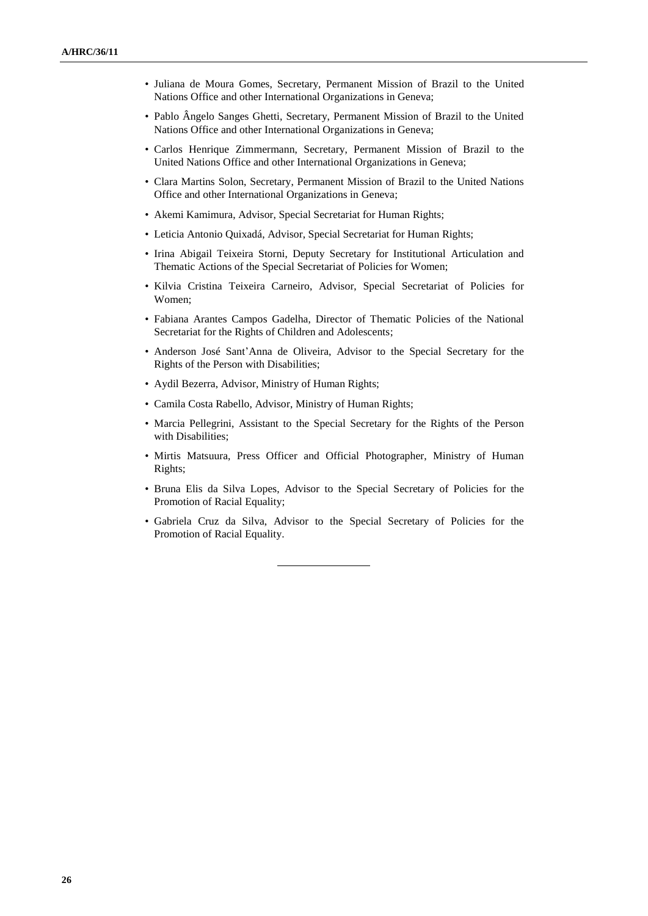- Juliana de Moura Gomes, Secretary, Permanent Mission of Brazil to the United Nations Office and other International Organizations in Geneva;
- Pablo Ângelo Sanges Ghetti, Secretary, Permanent Mission of Brazil to the United Nations Office and other International Organizations in Geneva;
- Carlos Henrique Zimmermann, Secretary, Permanent Mission of Brazil to the United Nations Office and other International Organizations in Geneva;
- Clara Martins Solon, Secretary, Permanent Mission of Brazil to the United Nations Office and other International Organizations in Geneva;
- Akemi Kamimura, Advisor, Special Secretariat for Human Rights;
- Leticia Antonio Quixadá, Advisor, Special Secretariat for Human Rights;
- Irina Abigail Teixeira Storni, Deputy Secretary for Institutional Articulation and Thematic Actions of the Special Secretariat of Policies for Women;
- Kilvia Cristina Teixeira Carneiro, Advisor, Special Secretariat of Policies for Women;
- Fabiana Arantes Campos Gadelha, Director of Thematic Policies of the National Secretariat for the Rights of Children and Adolescents;
- Anderson José Sant'Anna de Oliveira, Advisor to the Special Secretary for the Rights of the Person with Disabilities;
- Aydil Bezerra, Advisor, Ministry of Human Rights;
- Camila Costa Rabello, Advisor, Ministry of Human Rights;
- Marcia Pellegrini, Assistant to the Special Secretary for the Rights of the Person with Disabilities;
- Mirtis Matsuura, Press Officer and Official Photographer, Ministry of Human Rights;
- Bruna Elis da Silva Lopes, Advisor to the Special Secretary of Policies for the Promotion of Racial Equality;
- Gabriela Cruz da Silva, Advisor to the Special Secretary of Policies for the Promotion of Racial Equality.